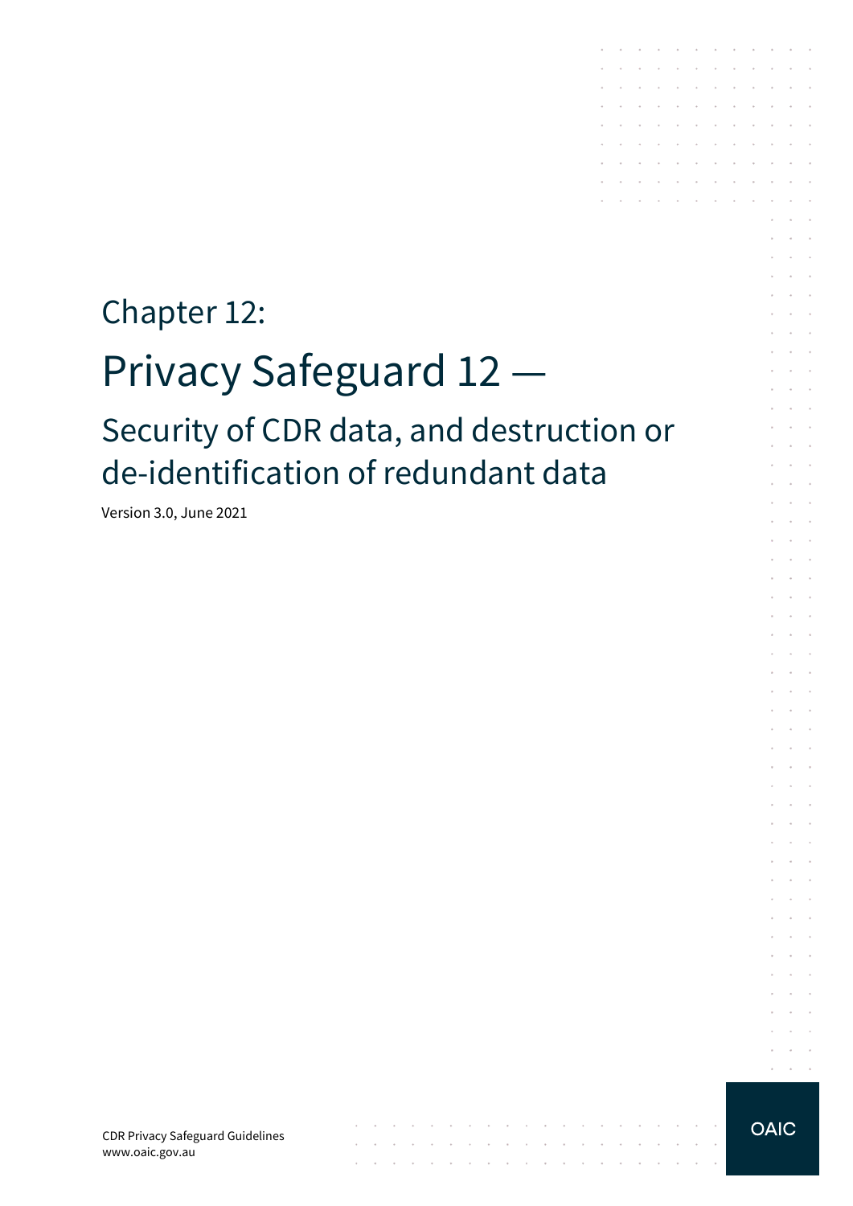# Chapter 12:

# Privacy Safeguard 12 —

## Security of CDR data, and destruction or de-identification of redundant data

Version 3.0, June 2021

CDR Privacy Safeguard Guidelines
www.oaic.gov.au

OAIC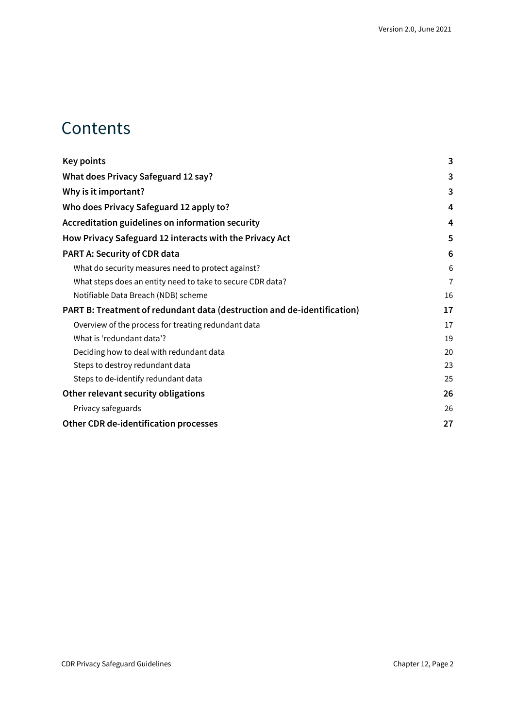# Contents

| | |
|---|---|
| **Key points** | **3** |
| **What does Privacy Safeguard 12 say?** | **3** |
| **Why is it important?** | **3** |
| **Who does Privacy Safeguard 12 apply to?** | **4** |
| **Accreditation guidelines on information security** | **4** |
| **How Privacy Safeguard 12 interacts with the Privacy Act** | **5** |
| **PART A: Security of CDR data** | **6** |
| What do security measures need to protect against? | 6 |
| What steps does an entity need to take to secure CDR data? | 7 |
| Notifiable Data Breach (NDB) scheme | 16 |
| **PART B: Treatment of redundant data (destruction and de-identification)** | **17** |
| Overview of the process for treating redundant data | 17 |
| What is 'redundant data'? | 19 |
| Deciding how to deal with redundant data | 20 |
| Steps to destroy redundant data | 23 |
| Steps to de-identify redundant data | 25 |
| **Other relevant security obligations** | **26** |
| Privacy safeguards | 26 |
| **Other CDR de-identification processes** | **27** |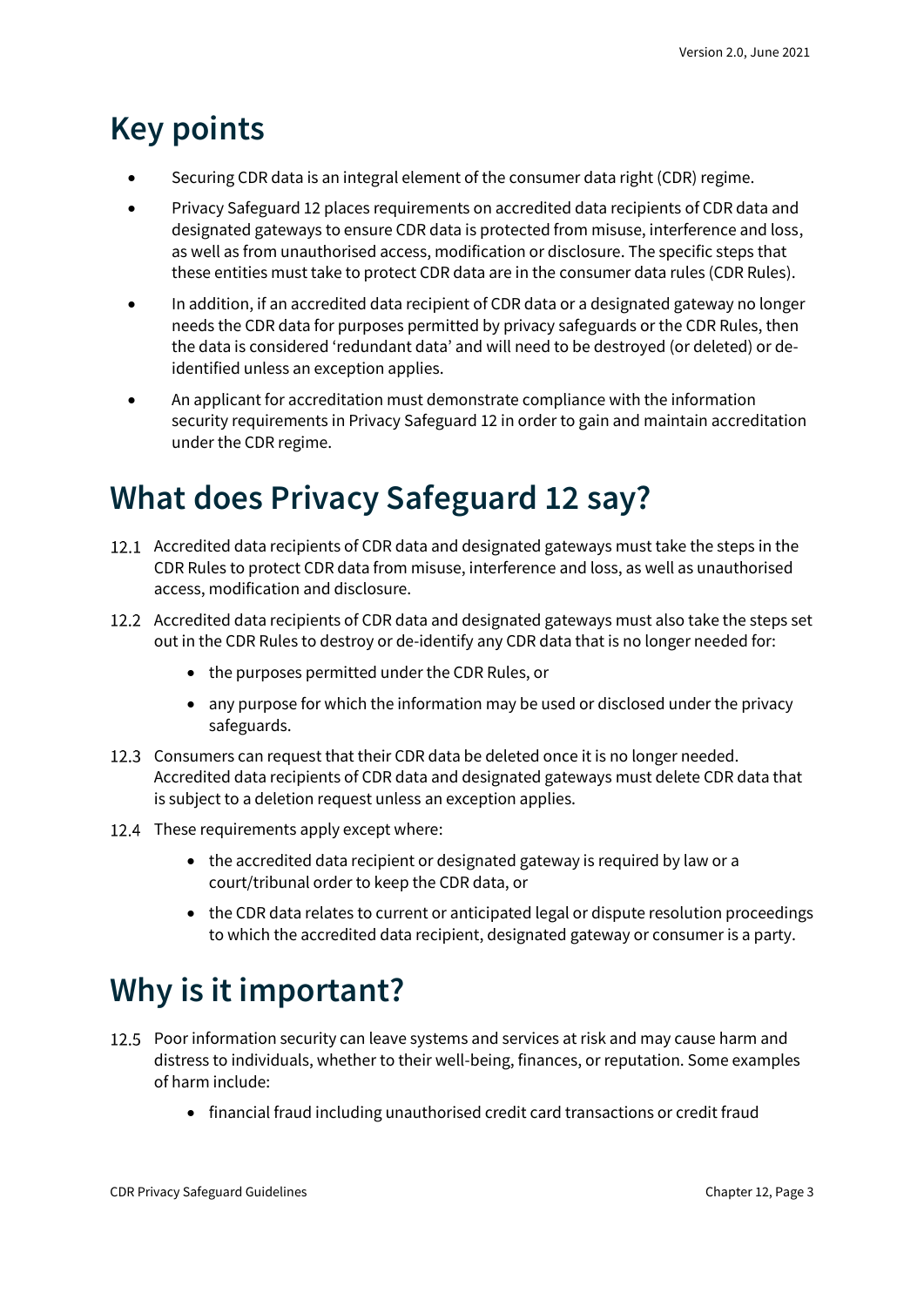# Key points

- Securing CDR data is an integral element of the consumer data right (CDR) regime.
- Privacy Safeguard 12 places requirements on accredited data recipients of CDR data and designated gateways to ensure CDR data is protected from misuse, interference and loss, as well as from unauthorised access, modification or disclosure. The specific steps that these entities must take to protect CDR data are in the consumer data rules (CDR Rules).
- In addition, if an accredited data recipient of CDR data or a designated gateway no longer needs the CDR data for purposes permitted by privacy safeguards or the CDR Rules, then the data is considered 'redundant data' and will need to be destroyed (or deleted) or de-identified unless an exception applies.
- An applicant for accreditation must demonstrate compliance with the information security requirements in Privacy Safeguard 12 in order to gain and maintain accreditation under the CDR regime.

# What does Privacy Safeguard 12 say?

12.1 Accredited data recipients of CDR data and designated gateways must take the steps in the CDR Rules to protect CDR data from misuse, interference and loss, as well as unauthorised access, modification and disclosure.

12.2 Accredited data recipients of CDR data and designated gateways must also take the steps set out in the CDR Rules to destroy or de-identify any CDR data that is no longer needed for:

- the purposes permitted under the CDR Rules, or
- any purpose for which the information may be used or disclosed under the privacy safeguards.

12.3 Consumers can request that their CDR data be deleted once it is no longer needed. Accredited data recipients of CDR data and designated gateways must delete CDR data that is subject to a deletion request unless an exception applies.

12.4 These requirements apply except where:

- the accredited data recipient or designated gateway is required by law or a court/tribunal order to keep the CDR data, or
- the CDR data relates to current or anticipated legal or dispute resolution proceedings to which the accredited data recipient, designated gateway or consumer is a party.

# Why is it important?

12.5 Poor information security can leave systems and services at risk and may cause harm and distress to individuals, whether to their well-being, finances, or reputation. Some examples of harm include:

- financial fraud including unauthorised credit card transactions or credit fraud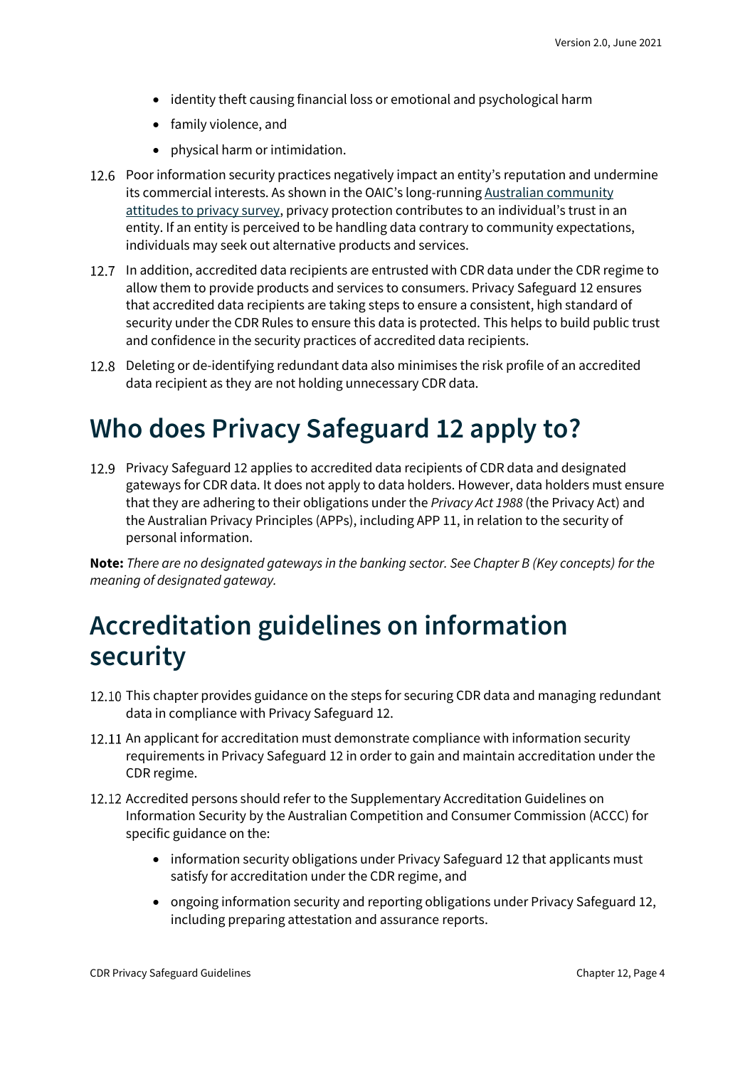- identity theft causing financial loss or emotional and psychological harm
- family violence, and
- physical harm or intimidation.

12.6 Poor information security practices negatively impact an entity's reputation and undermine its commercial interests. As shown in the OAIC's long-running Australian community attitudes to privacy survey, privacy protection contributes to an individual's trust in an entity. If an entity is perceived to be handling data contrary to community expectations, individuals may seek out alternative products and services.

12.7 In addition, accredited data recipients are entrusted with CDR data under the CDR regime to allow them to provide products and services to consumers. Privacy Safeguard 12 ensures that accredited data recipients are taking steps to ensure a consistent, high standard of security under the CDR Rules to ensure this data is protected. This helps to build public trust and confidence in the security practices of accredited data recipients.

12.8 Deleting or de-identifying redundant data also minimises the risk profile of an accredited data recipient as they are not holding unnecessary CDR data.

# Who does Privacy Safeguard 12 apply to?

12.9 Privacy Safeguard 12 applies to accredited data recipients of CDR data and designated gateways for CDR data. It does not apply to data holders. However, data holders must ensure that they are adhering to their obligations under the *Privacy Act 1988* (the Privacy Act) and the Australian Privacy Principles (APPs), including APP 11, in relation to the security of personal information.

**Note:** *There are no designated gateways in the banking sector. See Chapter B (Key concepts) for the meaning of designated gateway.*

# Accreditation guidelines on information security

12.10 This chapter provides guidance on the steps for securing CDR data and managing redundant data in compliance with Privacy Safeguard 12.

12.11 An applicant for accreditation must demonstrate compliance with information security requirements in Privacy Safeguard 12 in order to gain and maintain accreditation under the CDR regime.

12.12 Accredited persons should refer to the Supplementary Accreditation Guidelines on Information Security by the Australian Competition and Consumer Commission (ACCC) for specific guidance on the:

- information security obligations under Privacy Safeguard 12 that applicants must satisfy for accreditation under the CDR regime, and
- ongoing information security and reporting obligations under Privacy Safeguard 12, including preparing attestation and assurance reports.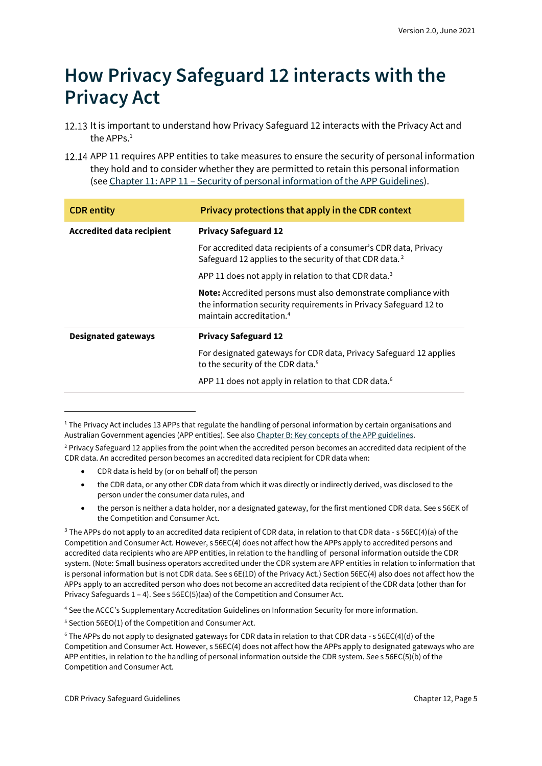# How Privacy Safeguard 12 interacts with the Privacy Act

12.13 It is important to understand how Privacy Safeguard 12 interacts with the Privacy Act and the APPs.[1]

12.14 APP 11 requires APP entities to take measures to ensure the security of personal information they hold and to consider whether they are permitted to retain this personal information (see Chapter 11: APP 11 – Security of personal information of the APP Guidelines).

| CDR entity | Privacy protections that apply in the CDR context |
| --- | --- |
| **Accredited data recipient** | **Privacy Safeguard 12**<br><br>For accredited data recipients of a consumer's CDR data, Privacy Safeguard 12 applies to the security of that CDR data.[2]<br><br>APP 11 does not apply in relation to that CDR data.[3]<br><br>**Note:** Accredited persons must also demonstrate compliance with the information security requirements in Privacy Safeguard 12 to maintain accreditation.[4] |
| **Designated gateways** | **Privacy Safeguard 12**<br><br>For designated gateways for CDR data, Privacy Safeguard 12 applies to the security of the CDR data.[5]<br><br>APP 11 does not apply in relation to that CDR data.[6] |

---

[1] The Privacy Act includes 13 APPs that regulate the handling of personal information by certain organisations and Australian Government agencies (APP entities). See also Chapter B: Key concepts of the APP guidelines.

[2] Privacy Safeguard 12 applies from the point when the accredited person becomes an accredited data recipient of the CDR data. An accredited person becomes an accredited data recipient for CDR data when:

- CDR data is held by (or on behalf of) the person
- the CDR data, or any other CDR data from which it was directly or indirectly derived, was disclosed to the person under the consumer data rules, and
- the person is neither a data holder, nor a designated gateway, for the first mentioned CDR data. See s 56EK of the Competition and Consumer Act.

[3] The APPs do not apply to an accredited data recipient of CDR data, in relation to that CDR data - s 56EC(4)(a) of the Competition and Consumer Act. However, s 56EC(4) does not affect how the APPs apply to accredited persons and accredited data recipients who are APP entities, in relation to the handling of personal information outside the CDR system. (Note: Small business operators accredited under the CDR system are APP entities in relation to information that is personal information but is not CDR data. See s 6E(1D) of the Privacy Act.) Section 56EC(4) also does not affect how the APPs apply to an accredited person who does not become an accredited data recipient of the CDR data (other than for Privacy Safeguards 1 – 4). See s 56EC(5)(aa) of the Competition and Consumer Act.

[4] See the ACCC's Supplementary Accreditation Guidelines on Information Security for more information.

[5] Section 56EO(1) of the Competition and Consumer Act.

[6] The APPs do not apply to designated gateways for CDR data in relation to that CDR data - s 56EC(4)(d) of the Competition and Consumer Act. However, s 56EC(4) does not affect how the APPs apply to designated gateways who are APP entities, in relation to the handling of personal information outside the CDR system. See s 56EC(5)(b) of the Competition and Consumer Act.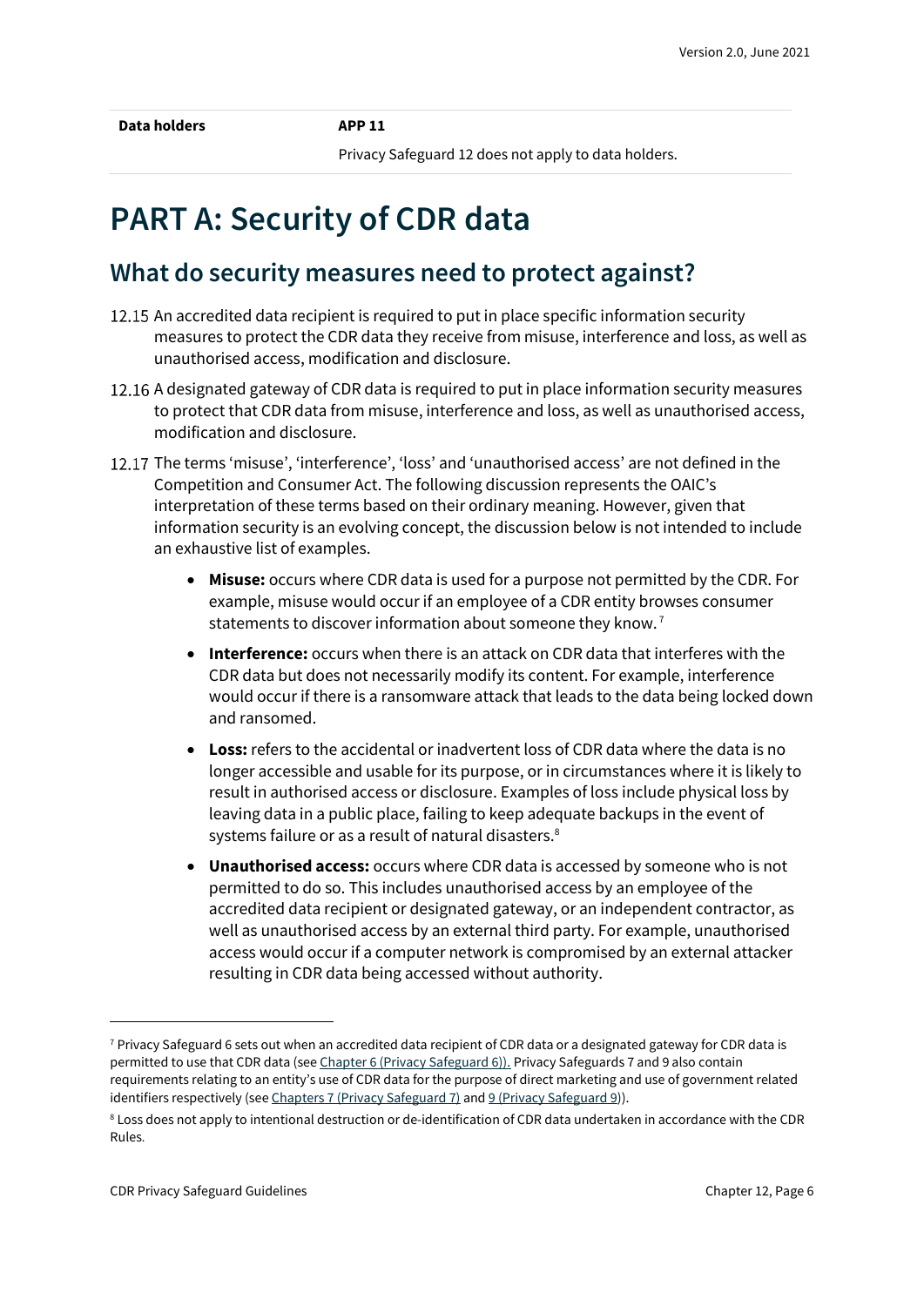| Data holders | APP 11 |
| --- | --- |
| | Privacy Safeguard 12 does not apply to data holders. |

# PART A: Security of CDR data

## What do security measures need to protect against?

12.15 An accredited data recipient is required to put in place specific information security measures to protect the CDR data they receive from misuse, interference and loss, as well as unauthorised access, modification and disclosure.

12.16 A designated gateway of CDR data is required to put in place information security measures to protect that CDR data from misuse, interference and loss, as well as unauthorised access, modification and disclosure.

12.17 The terms 'misuse', 'interference', 'loss' and 'unauthorised access' are not defined in the Competition and Consumer Act. The following discussion represents the OAIC's interpretation of these terms based on their ordinary meaning. However, given that information security is an evolving concept, the discussion below is not intended to include an exhaustive list of examples.

- **Misuse:** occurs where CDR data is used for a purpose not permitted by the CDR. For example, misuse would occur if an employee of a CDR entity browses consumer statements to discover information about someone they know.[7]
- **Interference:** occurs when there is an attack on CDR data that interferes with the CDR data but does not necessarily modify its content. For example, interference would occur if there is a ransomware attack that leads to the data being locked down and ransomed.
- **Loss:** refers to the accidental or inadvertent loss of CDR data where the data is no longer accessible and usable for its purpose, or in circumstances where it is likely to result in authorised access or disclosure. Examples of loss include physical loss by leaving data in a public place, failing to keep adequate backups in the event of systems failure or as a result of natural disasters.[8]
- **Unauthorised access:** occurs where CDR data is accessed by someone who is not permitted to do so. This includes unauthorised access by an employee of the accredited data recipient or designated gateway, or an independent contractor, as well as unauthorised access by an external third party. For example, unauthorised access would occur if a computer network is compromised by an external attacker resulting in CDR data being accessed without authority.

---

[7] Privacy Safeguard 6 sets out when an accredited data recipient of CDR data or a designated gateway for CDR data is permitted to use that CDR data (see Chapter 6 (Privacy Safeguard 6)). Privacy Safeguards 7 and 9 also contain requirements relating to an entity's use of CDR data for the purpose of direct marketing and use of government related identifiers respectively (see Chapters 7 (Privacy Safeguard 7) and 9 (Privacy Safeguard 9)).

[8] Loss does not apply to intentional destruction or de-identification of CDR data undertaken in accordance with the CDR Rules.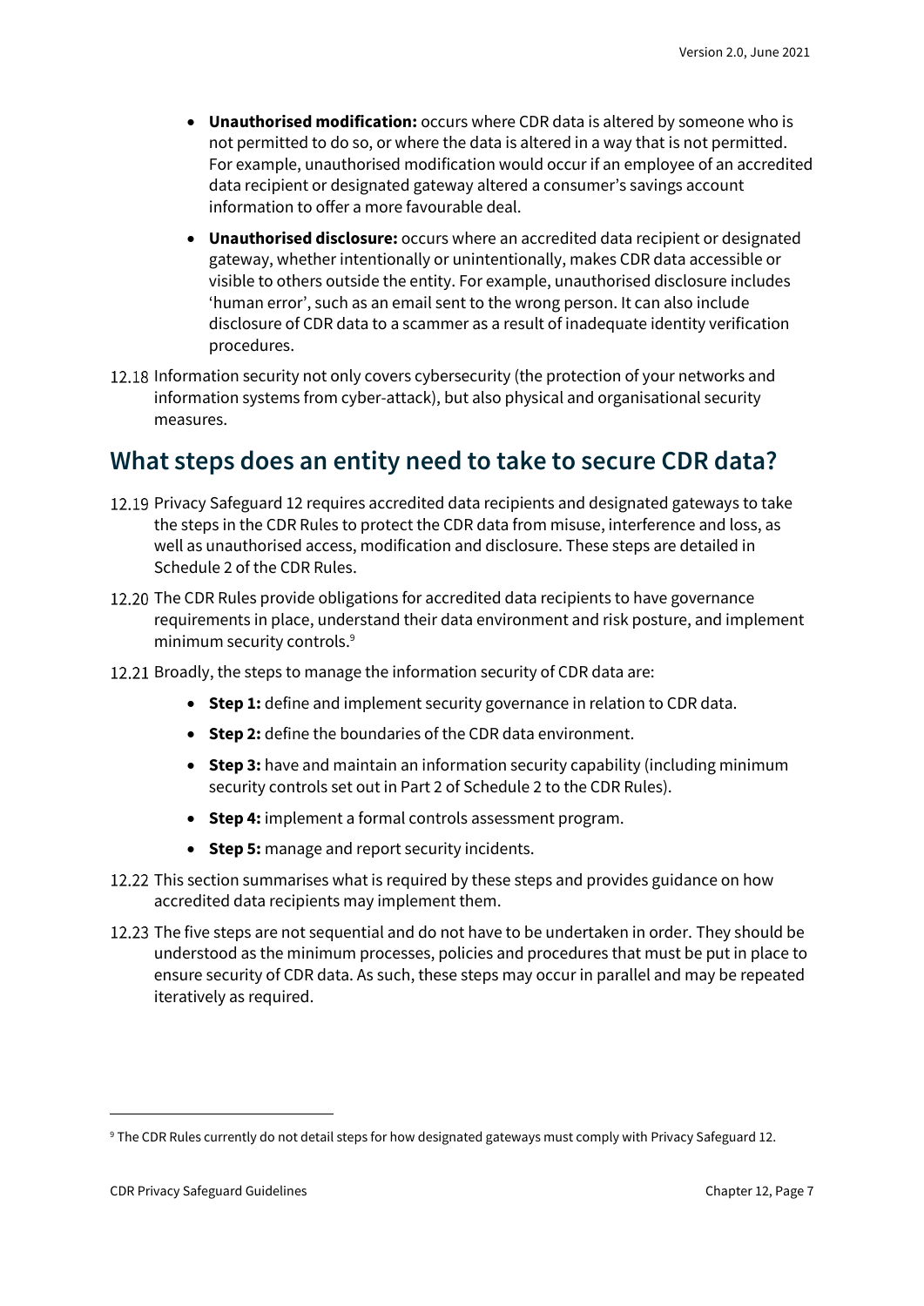- **Unauthorised modification:** occurs where CDR data is altered by someone who is not permitted to do so, or where the data is altered in a way that is not permitted. For example, unauthorised modification would occur if an employee of an accredited data recipient or designated gateway altered a consumer's savings account information to offer a more favourable deal.
- **Unauthorised disclosure:** occurs where an accredited data recipient or designated gateway, whether intentionally or unintentionally, makes CDR data accessible or visible to others outside the entity. For example, unauthorised disclosure includes 'human error', such as an email sent to the wrong person. It can also include disclosure of CDR data to a scammer as a result of inadequate identity verification procedures.

12.18 Information security not only covers cybersecurity (the protection of your networks and information systems from cyber-attack), but also physical and organisational security measures.

## What steps does an entity need to take to secure CDR data?

12.19 Privacy Safeguard 12 requires accredited data recipients and designated gateways to take the steps in the CDR Rules to protect the CDR data from misuse, interference and loss, as well as unauthorised access, modification and disclosure. These steps are detailed in Schedule 2 of the CDR Rules.

12.20 The CDR Rules provide obligations for accredited data recipients to have governance requirements in place, understand their data environment and risk posture, and implement minimum security controls.[9]

12.21 Broadly, the steps to manage the information security of CDR data are:

- **Step 1:** define and implement security governance in relation to CDR data.
- **Step 2:** define the boundaries of the CDR data environment.
- **Step 3:** have and maintain an information security capability (including minimum security controls set out in Part 2 of Schedule 2 to the CDR Rules).
- **Step 4:** implement a formal controls assessment program.
- **Step 5:** manage and report security incidents.

12.22 This section summarises what is required by these steps and provides guidance on how accredited data recipients may implement them.

12.23 The five steps are not sequential and do not have to be undertaken in order. They should be understood as the minimum processes, policies and procedures that must be put in place to ensure security of CDR data. As such, these steps may occur in parallel and may be repeated iteratively as required.

---

[9] The CDR Rules currently do not detail steps for how designated gateways must comply with Privacy Safeguard 12.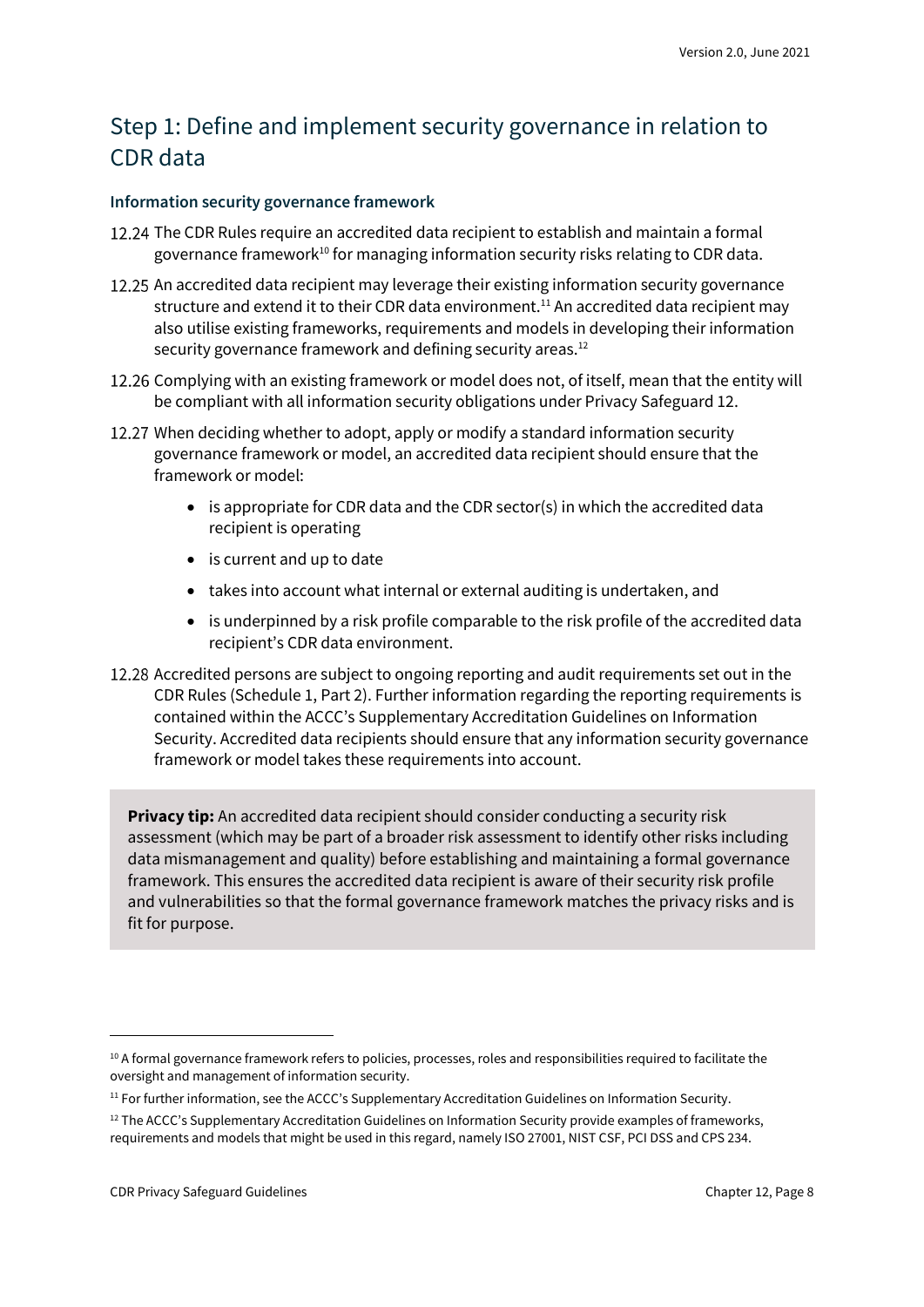## Step 1: Define and implement security governance in relation to CDR data

### Information security governance framework

12.24 The CDR Rules require an accredited data recipient to establish and maintain a formal governance framework[10] for managing information security risks relating to CDR data.

12.25 An accredited data recipient may leverage their existing information security governance structure and extend it to their CDR data environment.[11] An accredited data recipient may also utilise existing frameworks, requirements and models in developing their information security governance framework and defining security areas.[12]

12.26 Complying with an existing framework or model does not, of itself, mean that the entity will be compliant with all information security obligations under Privacy Safeguard 12.

12.27 When deciding whether to adopt, apply or modify a standard information security governance framework or model, an accredited data recipient should ensure that the framework or model:

- is appropriate for CDR data and the CDR sector(s) in which the accredited data recipient is operating
- is current and up to date
- takes into account what internal or external auditing is undertaken, and
- is underpinned by a risk profile comparable to the risk profile of the accredited data recipient's CDR data environment.

12.28 Accredited persons are subject to ongoing reporting and audit requirements set out in the CDR Rules (Schedule 1, Part 2). Further information regarding the reporting requirements is contained within the ACCC's Supplementary Accreditation Guidelines on Information Security. Accredited data recipients should ensure that any information security governance framework or model takes these requirements into account.

> **Privacy tip:** An accredited data recipient should consider conducting a security risk assessment (which may be part of a broader risk assessment to identify other risks including data mismanagement and quality) before establishing and maintaining a formal governance framework. This ensures the accredited data recipient is aware of their security risk profile and vulnerabilities so that the formal governance framework matches the privacy risks and is fit for purpose.

---

[10] A formal governance framework refers to policies, processes, roles and responsibilities required to facilitate the oversight and management of information security.

[11] For further information, see the ACCC's Supplementary Accreditation Guidelines on Information Security.

[12] The ACCC's Supplementary Accreditation Guidelines on Information Security provide examples of frameworks, requirements and models that might be used in this regard, namely ISO 27001, NIST CSF, PCI DSS and CPS 234.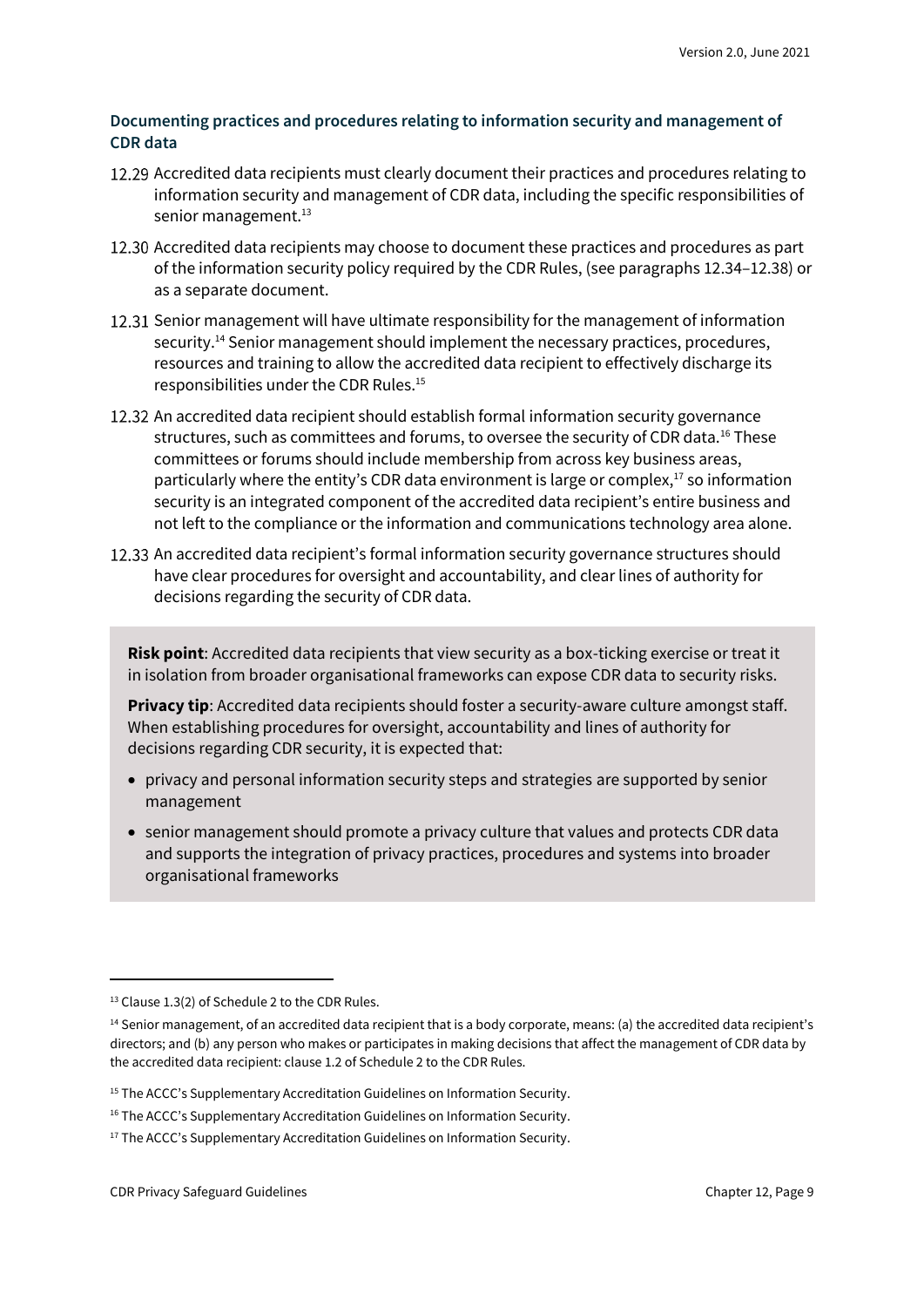### Documenting practices and procedures relating to information security and management of CDR data

12.29 Accredited data recipients must clearly document their practices and procedures relating to information security and management of CDR data, including the specific responsibilities of senior management.[13]

12.30 Accredited data recipients may choose to document these practices and procedures as part of the information security policy required by the CDR Rules, (see paragraphs 12.34–12.38) or as a separate document.

12.31 Senior management will have ultimate responsibility for the management of information security.[14] Senior management should implement the necessary practices, procedures, resources and training to allow the accredited data recipient to effectively discharge its responsibilities under the CDR Rules.[15]

12.32 An accredited data recipient should establish formal information security governance structures, such as committees and forums, to oversee the security of CDR data.[16] These committees or forums should include membership from across key business areas, particularly where the entity's CDR data environment is large or complex,[17] so information security is an integrated component of the accredited data recipient's entire business and not left to the compliance or the information and communications technology area alone.

12.33 An accredited data recipient's formal information security governance structures should have clear procedures for oversight and accountability, and clear lines of authority for decisions regarding the security of CDR data.

**Risk point**: Accredited data recipients that view security as a box-ticking exercise or treat it in isolation from broader organisational frameworks can expose CDR data to security risks.

**Privacy tip**: Accredited data recipients should foster a security-aware culture amongst staff. When establishing procedures for oversight, accountability and lines of authority for decisions regarding CDR security, it is expected that:

- privacy and personal information security steps and strategies are supported by senior management
- senior management should promote a privacy culture that values and protects CDR data and supports the integration of privacy practices, procedures and systems into broader organisational frameworks

---

[13] Clause 1.3(2) of Schedule 2 to the CDR Rules.

[14] Senior management, of an accredited data recipient that is a body corporate, means: (a) the accredited data recipient's directors; and (b) any person who makes or participates in making decisions that affect the management of CDR data by the accredited data recipient: clause 1.2 of Schedule 2 to the CDR Rules.

[15] The ACCC's Supplementary Accreditation Guidelines on Information Security.

[16] The ACCC's Supplementary Accreditation Guidelines on Information Security.

[17] The ACCC's Supplementary Accreditation Guidelines on Information Security.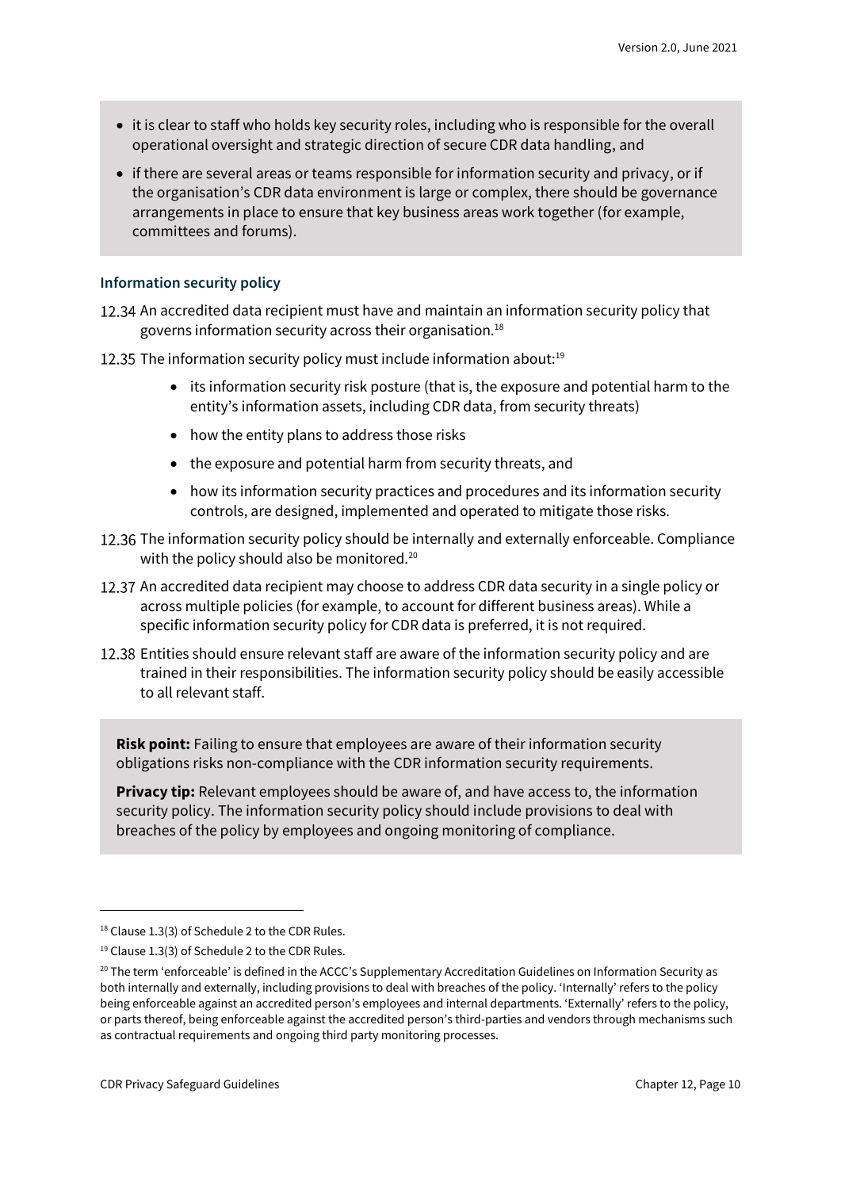- it is clear to staff who holds key security roles, including who is responsible for the overall operational oversight and strategic direction of secure CDR data handling, and
- if there are several areas or teams responsible for information security and privacy, or if the organisation's CDR data environment is large or complex, there should be governance arrangements in place to ensure that key business areas work together (for example, committees and forums).

### Information security policy

12.34 An accredited data recipient must have and maintain an information security policy that governs information security across their organisation.[18]

12.35 The information security policy must include information about:[19]

- its information security risk posture (that is, the exposure and potential harm to the entity's information assets, including CDR data, from security threats)
- how the entity plans to address those risks
- the exposure and potential harm from security threats, and
- how its information security practices and procedures and its information security controls, are designed, implemented and operated to mitigate those risks.

12.36 The information security policy should be internally and externally enforceable. Compliance with the policy should also be monitored.[20]

12.37 An accredited data recipient may choose to address CDR data security in a single policy or across multiple policies (for example, to account for different business areas). While a specific information security policy for CDR data is preferred, it is not required.

12.38 Entities should ensure relevant staff are aware of the information security policy and are trained in their responsibilities. The information security policy should be easily accessible to all relevant staff.

**Risk point:** Failing to ensure that employees are aware of their information security obligations risks non-compliance with the CDR information security requirements.

**Privacy tip:** Relevant employees should be aware of, and have access to, the information security policy. The information security policy should include provisions to deal with breaches of the policy by employees and ongoing monitoring of compliance.

---

[18] Clause 1.3(3) of Schedule 2 to the CDR Rules.

[19] Clause 1.3(3) of Schedule 2 to the CDR Rules.

[20] The term 'enforceable' is defined in the ACCC's Supplementary Accreditation Guidelines on Information Security as both internally and externally, including provisions to deal with breaches of the policy. 'Internally' refers to the policy being enforceable against an accredited person's employees and internal departments. 'Externally' refers to the policy, or parts thereof, being enforceable against the accredited person's third-parties and vendors through mechanisms such as contractual requirements and ongoing third party monitoring processes.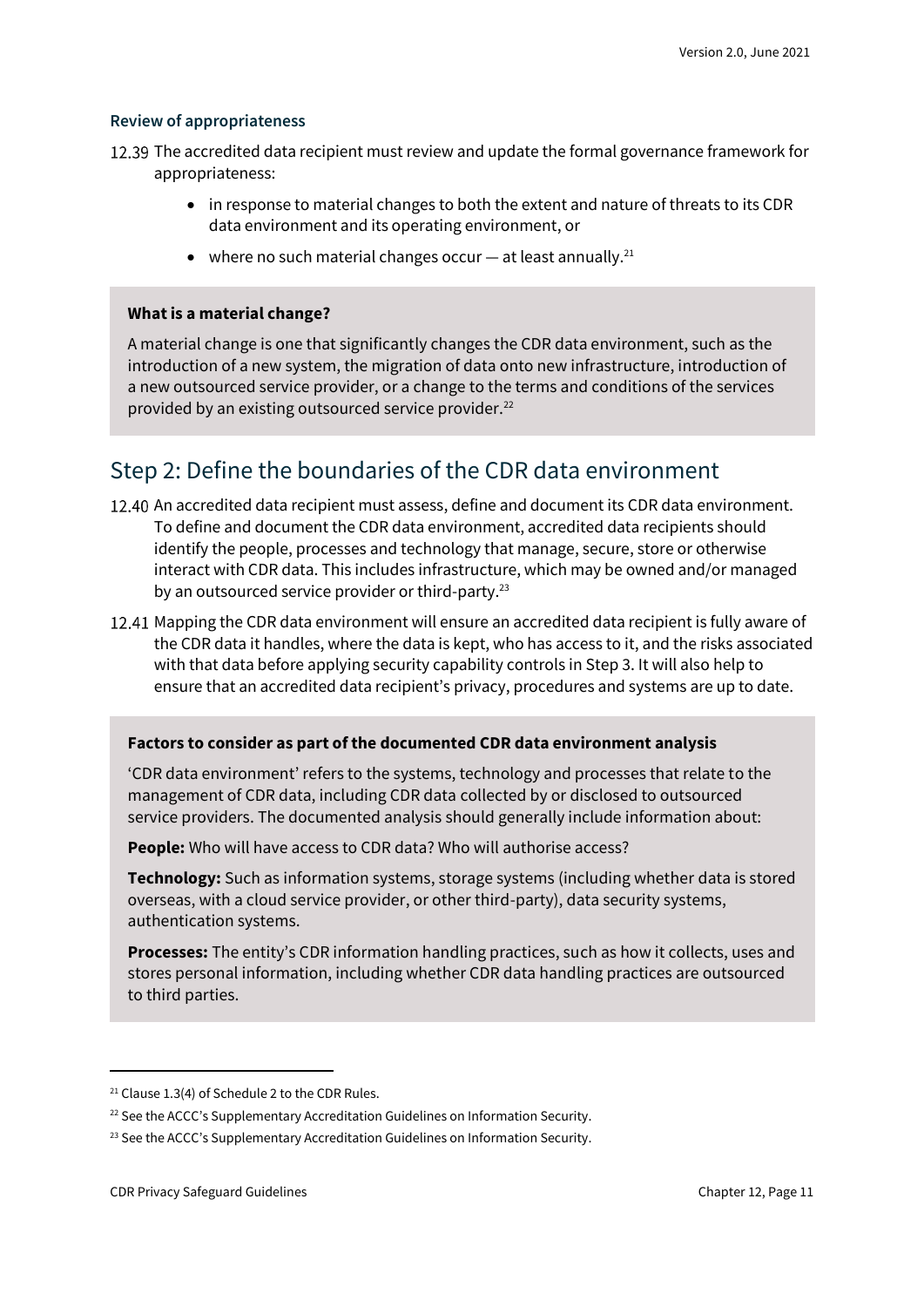### Review of appropriateness

12.39 The accredited data recipient must review and update the formal governance framework for appropriateness:

- in response to material changes to both the extent and nature of threats to its CDR data environment and its operating environment, or
- where no such material changes occur — at least annually.[21]

> **What is a material change?**
>
> A material change is one that significantly changes the CDR data environment, such as the introduction of a new system, the migration of data onto new infrastructure, introduction of a new outsourced service provider, or a change to the terms and conditions of the services provided by an existing outsourced service provider.[22]

## Step 2: Define the boundaries of the CDR data environment

12.40 An accredited data recipient must assess, define and document its CDR data environment. To define and document the CDR data environment, accredited data recipients should identify the people, processes and technology that manage, secure, store or otherwise interact with CDR data. This includes infrastructure, which may be owned and/or managed by an outsourced service provider or third-party.[23]

12.41 Mapping the CDR data environment will ensure an accredited data recipient is fully aware of the CDR data it handles, where the data is kept, who has access to it, and the risks associated with that data before applying security capability controls in Step 3. It will also help to ensure that an accredited data recipient's privacy, procedures and systems are up to date.

> **Factors to consider as part of the documented CDR data environment analysis**
>
> 'CDR data environment' refers to the systems, technology and processes that relate to the management of CDR data, including CDR data collected by or disclosed to outsourced service providers. The documented analysis should generally include information about:
>
> **People:** Who will have access to CDR data? Who will authorise access?
>
> **Technology:** Such as information systems, storage systems (including whether data is stored overseas, with a cloud service provider, or other third-party), data security systems, authentication systems.
>
> **Processes:** The entity's CDR information handling practices, such as how it collects, uses and stores personal information, including whether CDR data handling practices are outsourced to third parties.

---

[21] Clause 1.3(4) of Schedule 2 to the CDR Rules.

[22] See the ACCC's Supplementary Accreditation Guidelines on Information Security.

[23] See the ACCC's Supplementary Accreditation Guidelines on Information Security.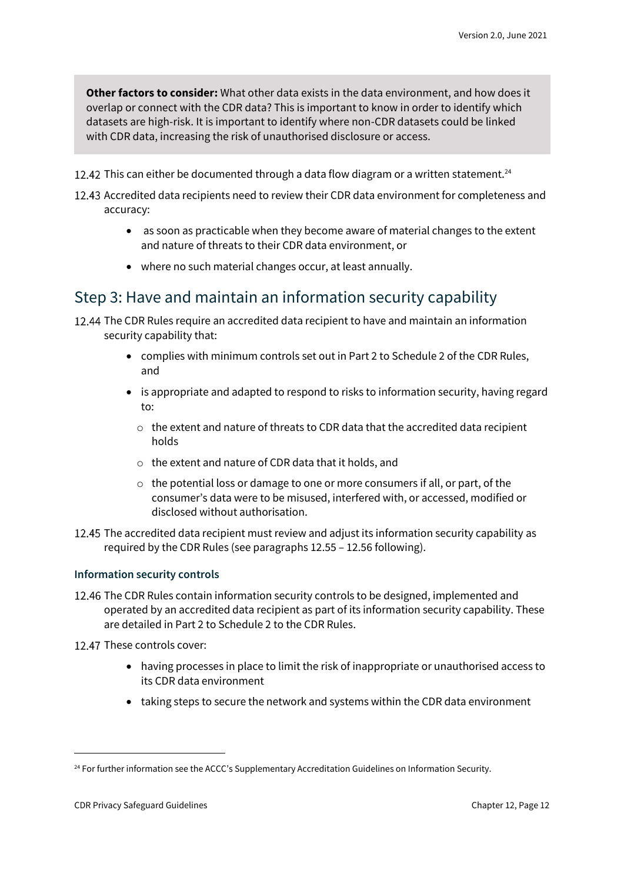**Other factors to consider:** What other data exists in the data environment, and how does it overlap or connect with the CDR data? This is important to know in order to identify which datasets are high-risk. It is important to identify where non-CDR datasets could be linked with CDR data, increasing the risk of unauthorised disclosure or access.

12.42 This can either be documented through a data flow diagram or a written statement.[24]

12.43 Accredited data recipients need to review their CDR data environment for completeness and accuracy:

- as soon as practicable when they become aware of material changes to the extent and nature of threats to their CDR data environment, or
- where no such material changes occur, at least annually.

## Step 3: Have and maintain an information security capability

12.44 The CDR Rules require an accredited data recipient to have and maintain an information security capability that:

- complies with minimum controls set out in Part 2 to Schedule 2 of the CDR Rules, and
- is appropriate and adapted to respond to risks to information security, having regard to:
  - the extent and nature of threats to CDR data that the accredited data recipient holds
  - the extent and nature of CDR data that it holds, and
  - the potential loss or damage to one or more consumers if all, or part, of the consumer's data were to be misused, interfered with, or accessed, modified or disclosed without authorisation.

12.45 The accredited data recipient must review and adjust its information security capability as required by the CDR Rules (see paragraphs 12.55 – 12.56 following).

### Information security controls

12.46 The CDR Rules contain information security controls to be designed, implemented and operated by an accredited data recipient as part of its information security capability. These are detailed in Part 2 to Schedule 2 to the CDR Rules.

12.47 These controls cover:

- having processes in place to limit the risk of inappropriate or unauthorised access to its CDR data environment
- taking steps to secure the network and systems within the CDR data environment

[24] For further information see the ACCC's Supplementary Accreditation Guidelines on Information Security.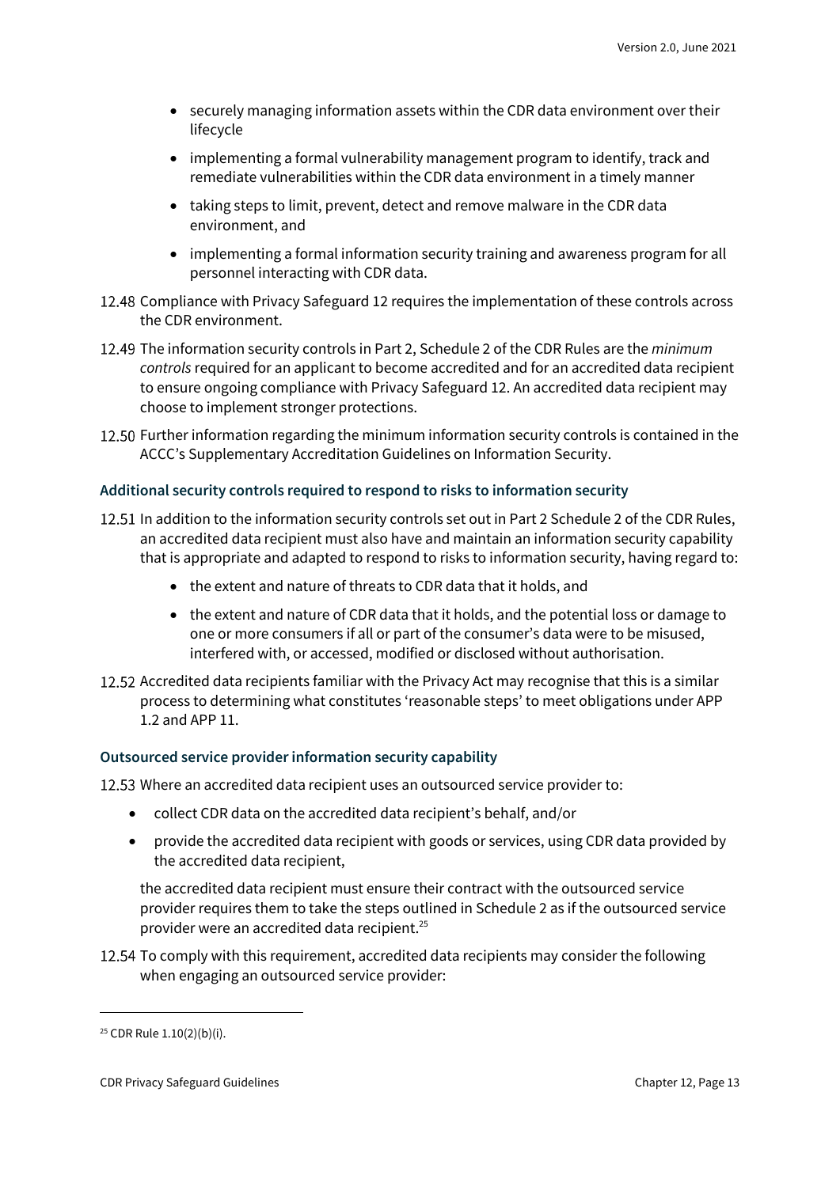- securely managing information assets within the CDR data environment over their lifecycle
- implementing a formal vulnerability management program to identify, track and remediate vulnerabilities within the CDR data environment in a timely manner
- taking steps to limit, prevent, detect and remove malware in the CDR data environment, and
- implementing a formal information security training and awareness program for all personnel interacting with CDR data.

12.48 Compliance with Privacy Safeguard 12 requires the implementation of these controls across the CDR environment.

12.49 The information security controls in Part 2, Schedule 2 of the CDR Rules are the *minimum controls* required for an applicant to become accredited and for an accredited data recipient to ensure ongoing compliance with Privacy Safeguard 12. An accredited data recipient may choose to implement stronger protections.

12.50 Further information regarding the minimum information security controls is contained in the ACCC's Supplementary Accreditation Guidelines on Information Security.

### Additional security controls required to respond to risks to information security

12.51 In addition to the information security controls set out in Part 2 Schedule 2 of the CDR Rules, an accredited data recipient must also have and maintain an information security capability that is appropriate and adapted to respond to risks to information security, having regard to:

- the extent and nature of threats to CDR data that it holds, and
- the extent and nature of CDR data that it holds, and the potential loss or damage to one or more consumers if all or part of the consumer's data were to be misused, interfered with, or accessed, modified or disclosed without authorisation.

12.52 Accredited data recipients familiar with the Privacy Act may recognise that this is a similar process to determining what constitutes 'reasonable steps' to meet obligations under APP 1.2 and APP 11.

### Outsourced service provider information security capability

12.53 Where an accredited data recipient uses an outsourced service provider to:

- collect CDR data on the accredited data recipient's behalf, and/or
- provide the accredited data recipient with goods or services, using CDR data provided by the accredited data recipient,

the accredited data recipient must ensure their contract with the outsourced service provider requires them to take the steps outlined in Schedule 2 as if the outsourced service provider were an accredited data recipient.[25]

12.54 To comply with this requirement, accredited data recipients may consider the following when engaging an outsourced service provider:

[25] CDR Rule 1.10(2)(b)(i).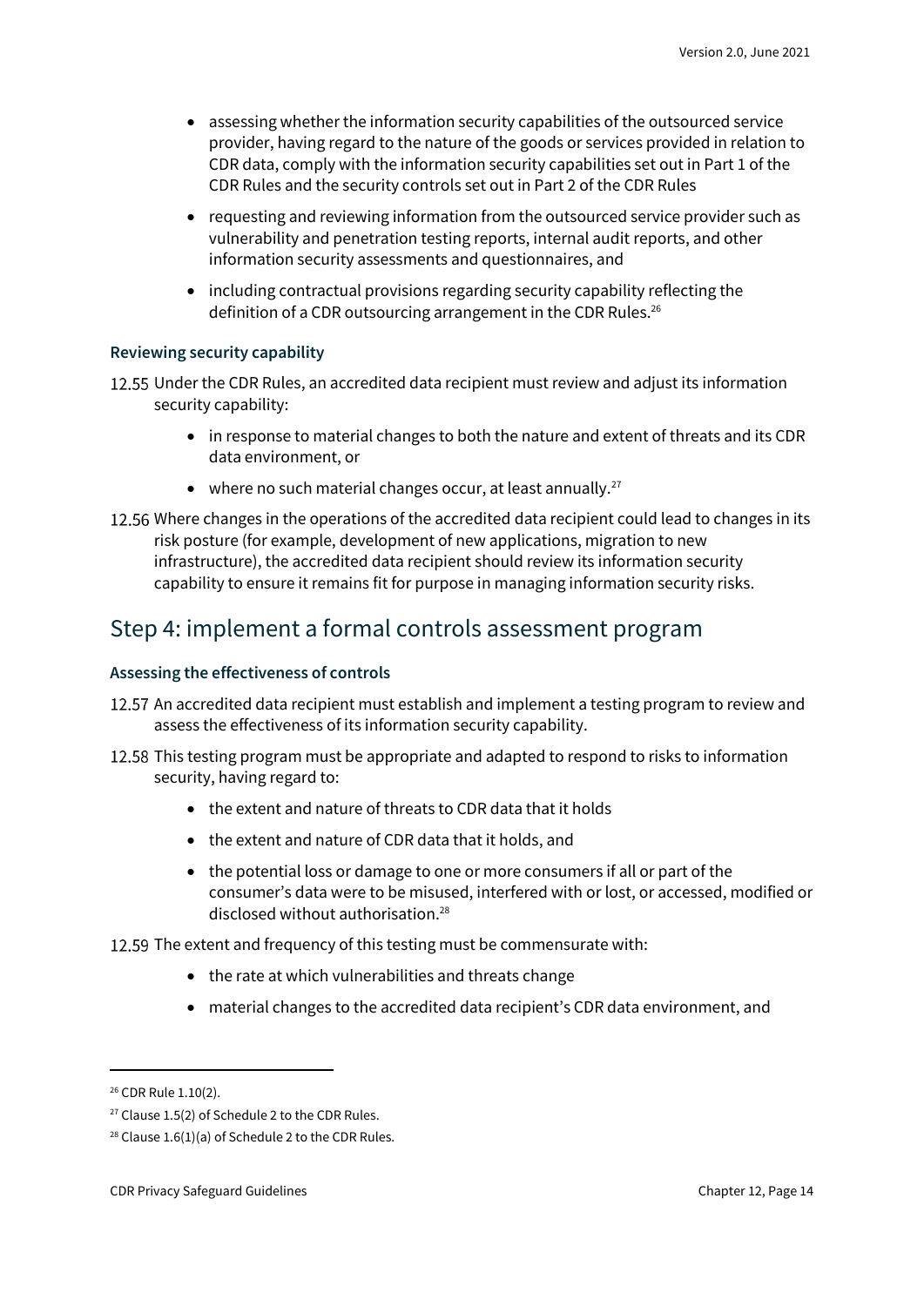- assessing whether the information security capabilities of the outsourced service provider, having regard to the nature of the goods or services provided in relation to CDR data, comply with the information security capabilities set out in Part 1 of the CDR Rules and the security controls set out in Part 2 of the CDR Rules
- requesting and reviewing information from the outsourced service provider such as vulnerability and penetration testing reports, internal audit reports, and other information security assessments and questionnaires, and
- including contractual provisions regarding security capability reflecting the definition of a CDR outsourcing arrangement in the CDR Rules.[26]

### Reviewing security capability

12.55 Under the CDR Rules, an accredited data recipient must review and adjust its information security capability:

- in response to material changes to both the nature and extent of threats and its CDR data environment, or
- where no such material changes occur, at least annually.[27]

12.56 Where changes in the operations of the accredited data recipient could lead to changes in its risk posture (for example, development of new applications, migration to new infrastructure), the accredited data recipient should review its information security capability to ensure it remains fit for purpose in managing information security risks.

## Step 4: implement a formal controls assessment program

### Assessing the effectiveness of controls

12.57 An accredited data recipient must establish and implement a testing program to review and assess the effectiveness of its information security capability.

12.58 This testing program must be appropriate and adapted to respond to risks to information security, having regard to:

- the extent and nature of threats to CDR data that it holds
- the extent and nature of CDR data that it holds, and
- the potential loss or damage to one or more consumers if all or part of the consumer's data were to be misused, interfered with or lost, or accessed, modified or disclosed without authorisation.[28]

12.59 The extent and frequency of this testing must be commensurate with:

- the rate at which vulnerabilities and threats change
- material changes to the accredited data recipient's CDR data environment, and

---

[26] CDR Rule 1.10(2).

[27] Clause 1.5(2) of Schedule 2 to the CDR Rules.

[28] Clause 1.6(1)(a) of Schedule 2 to the CDR Rules.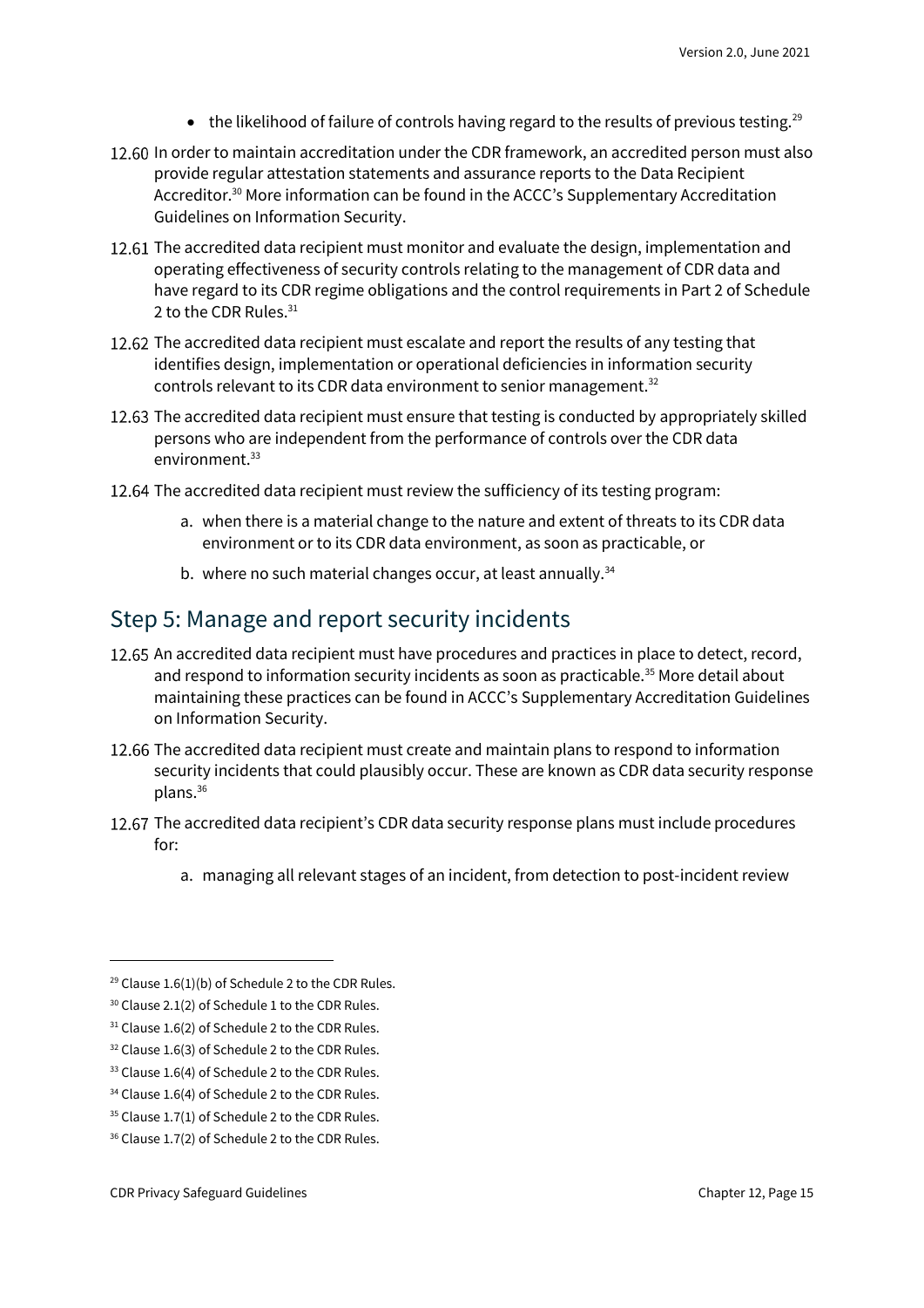- the likelihood of failure of controls having regard to the results of previous testing.[29]

12.60 In order to maintain accreditation under the CDR framework, an accredited person must also provide regular attestation statements and assurance reports to the Data Recipient Accreditor.[30] More information can be found in the ACCC's Supplementary Accreditation Guidelines on Information Security.

12.61 The accredited data recipient must monitor and evaluate the design, implementation and operating effectiveness of security controls relating to the management of CDR data and have regard to its CDR regime obligations and the control requirements in Part 2 of Schedule 2 to the CDR Rules.[31]

12.62 The accredited data recipient must escalate and report the results of any testing that identifies design, implementation or operational deficiencies in information security controls relevant to its CDR data environment to senior management.[32]

12.63 The accredited data recipient must ensure that testing is conducted by appropriately skilled persons who are independent from the performance of controls over the CDR data environment.[33]

12.64 The accredited data recipient must review the sufficiency of its testing program:

a. when there is a material change to the nature and extent of threats to its CDR data environment or to its CDR data environment, as soon as practicable, or

b. where no such material changes occur, at least annually.[34]

## Step 5: Manage and report security incidents

12.65 An accredited data recipient must have procedures and practices in place to detect, record, and respond to information security incidents as soon as practicable.[35] More detail about maintaining these practices can be found in ACCC's Supplementary Accreditation Guidelines on Information Security.

12.66 The accredited data recipient must create and maintain plans to respond to information security incidents that could plausibly occur. These are known as CDR data security response plans.[36]

12.67 The accredited data recipient's CDR data security response plans must include procedures for:

a. managing all relevant stages of an incident, from detection to post-incident review

---

[29] Clause 1.6(1)(b) of Schedule 2 to the CDR Rules.

[30] Clause 2.1(2) of Schedule 1 to the CDR Rules.

[31] Clause 1.6(2) of Schedule 2 to the CDR Rules.

[32] Clause 1.6(3) of Schedule 2 to the CDR Rules.

[33] Clause 1.6(4) of Schedule 2 to the CDR Rules.

[34] Clause 1.6(4) of Schedule 2 to the CDR Rules.

[35] Clause 1.7(1) of Schedule 2 to the CDR Rules.

[36] Clause 1.7(2) of Schedule 2 to the CDR Rules.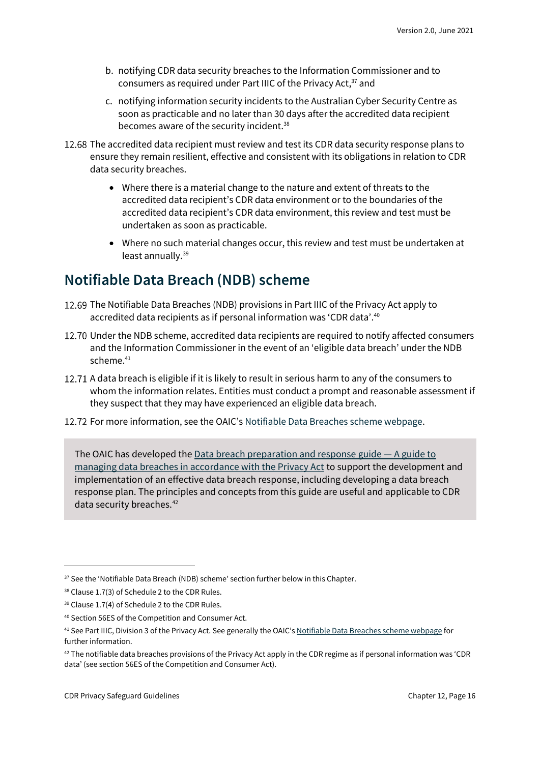b. notifying CDR data security breaches to the Information Commissioner and to consumers as required under Part IIIC of the Privacy Act,[37] and

c. notifying information security incidents to the Australian Cyber Security Centre as soon as practicable and no later than 30 days after the accredited data recipient becomes aware of the security incident.[38]

12.68 The accredited data recipient must review and test its CDR data security response plans to ensure they remain resilient, effective and consistent with its obligations in relation to CDR data security breaches.

- Where there is a material change to the nature and extent of threats to the accredited data recipient's CDR data environment or to the boundaries of the accredited data recipient's CDR data environment, this review and test must be undertaken as soon as practicable.
- Where no such material changes occur, this review and test must be undertaken at least annually.[39]

## Notifiable Data Breach (NDB) scheme

12.69 The Notifiable Data Breaches (NDB) provisions in Part IIIC of the Privacy Act apply to accredited data recipients as if personal information was 'CDR data'.[40]

12.70 Under the NDB scheme, accredited data recipients are required to notify affected consumers and the Information Commissioner in the event of an 'eligible data breach' under the NDB scheme.[41]

12.71 A data breach is eligible if it is likely to result in serious harm to any of the consumers to whom the information relates. Entities must conduct a prompt and reasonable assessment if they suspect that they may have experienced an eligible data breach.

12.72 For more information, see the OAIC's Notifiable Data Breaches scheme webpage.

> The OAIC has developed the Data breach preparation and response guide — A guide to managing data breaches in accordance with the Privacy Act to support the development and implementation of an effective data breach response, including developing a data breach response plan. The principles and concepts from this guide are useful and applicable to CDR data security breaches.[42]

---

[37] See the 'Notifiable Data Breach (NDB) scheme' section further below in this Chapter.

[38] Clause 1.7(3) of Schedule 2 to the CDR Rules.

[39] Clause 1.7(4) of Schedule 2 to the CDR Rules.

[40] Section 56ES of the Competition and Consumer Act.

[41] See Part IIIC, Division 3 of the Privacy Act. See generally the OAIC's Notifiable Data Breaches scheme webpage for further information.

[42] The notifiable data breaches provisions of the Privacy Act apply in the CDR regime as if personal information was 'CDR data' (see section 56ES of the Competition and Consumer Act).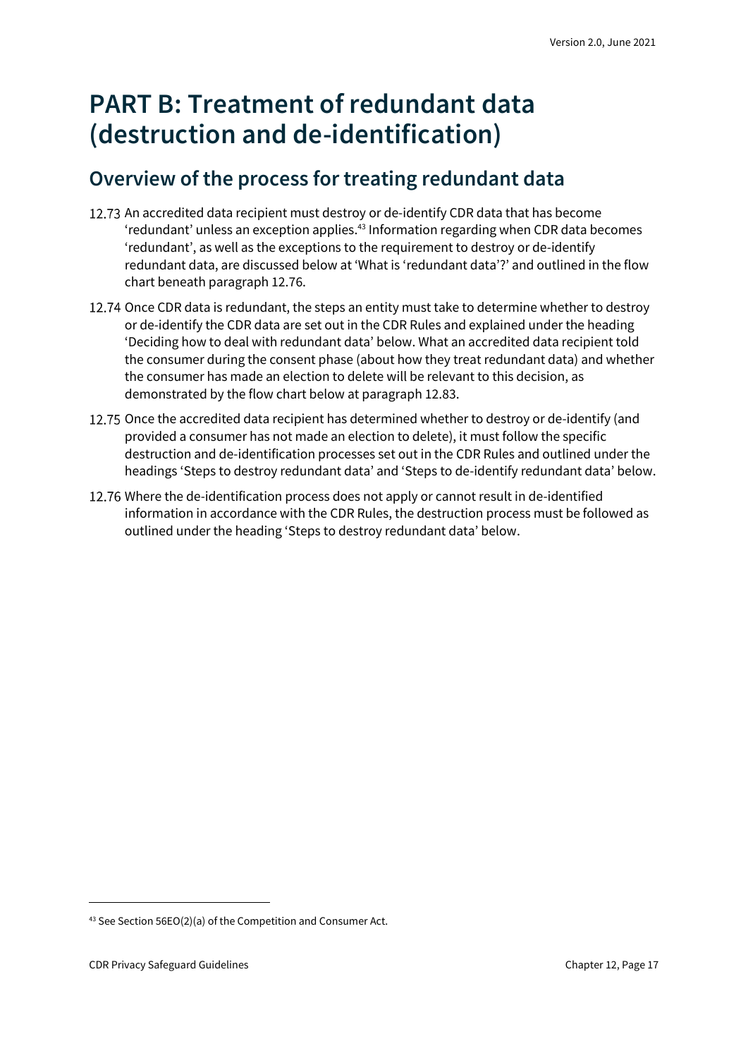# PART B: Treatment of redundant data (destruction and de-identification)

## Overview of the process for treating redundant data

12.73 An accredited data recipient must destroy or de-identify CDR data that has become 'redundant' unless an exception applies.[43] Information regarding when CDR data becomes 'redundant', as well as the exceptions to the requirement to destroy or de-identify redundant data, are discussed below at 'What is 'redundant data'?' and outlined in the flow chart beneath paragraph 12.76.

12.74 Once CDR data is redundant, the steps an entity must take to determine whether to destroy or de-identify the CDR data are set out in the CDR Rules and explained under the heading 'Deciding how to deal with redundant data' below. What an accredited data recipient told the consumer during the consent phase (about how they treat redundant data) and whether the consumer has made an election to delete will be relevant to this decision, as demonstrated by the flow chart below at paragraph 12.83.

12.75 Once the accredited data recipient has determined whether to destroy or de-identify (and provided a consumer has not made an election to delete), it must follow the specific destruction and de-identification processes set out in the CDR Rules and outlined under the headings 'Steps to destroy redundant data' and 'Steps to de-identify redundant data' below.

12.76 Where the de-identification process does not apply or cannot result in de-identified information in accordance with the CDR Rules, the destruction process must be followed as outlined under the heading 'Steps to destroy redundant data' below.

---

[43] See Section 56EO(2)(a) of the Competition and Consumer Act.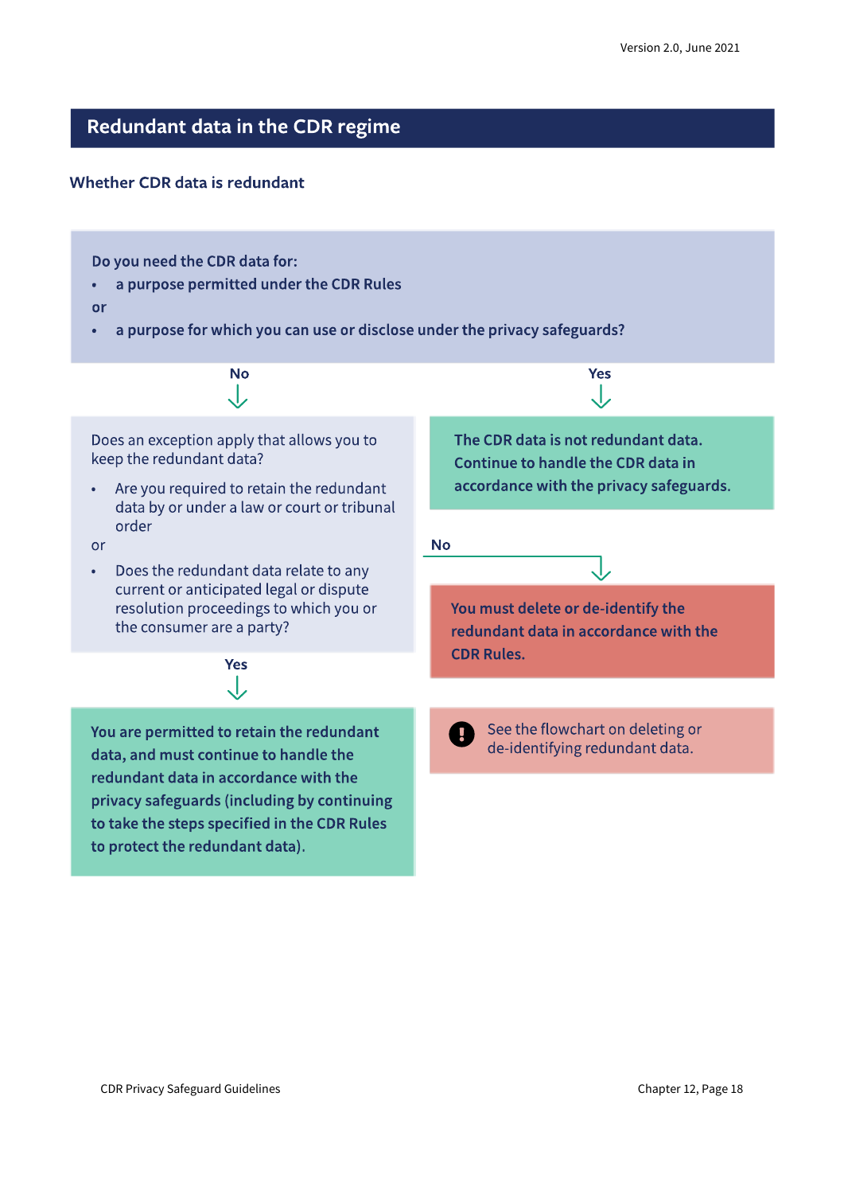## Redundant data in the CDR regime

### Whether CDR data is redundant

**Do you need the CDR data for:**

- **a purpose permitted under the CDR Rules**

**or**

- **a purpose for which you can use or disclose under the privacy safeguards?**

**No** ↓

Does an exception apply that allows you to keep the redundant data?

- Are you required to retain the redundant data by or under a law or court or tribunal order

or

- Does the redundant data relate to any current or anticipated legal or dispute resolution proceedings to which you or the consumer are a party?

**Yes** ↓

**You are permitted to retain the redundant data, and must continue to handle the redundant data in accordance with the privacy safeguards (including by continuing to take the steps specified in the CDR Rules to protect the redundant data).**

**No** ↓

**You must delete or de-identify the redundant data in accordance with the CDR Rules.**

See the flowchart on deleting or de-identifying redundant data.

**Yes** ↓

**The CDR data is not redundant data. Continue to handle the CDR data in accordance with the privacy safeguards.**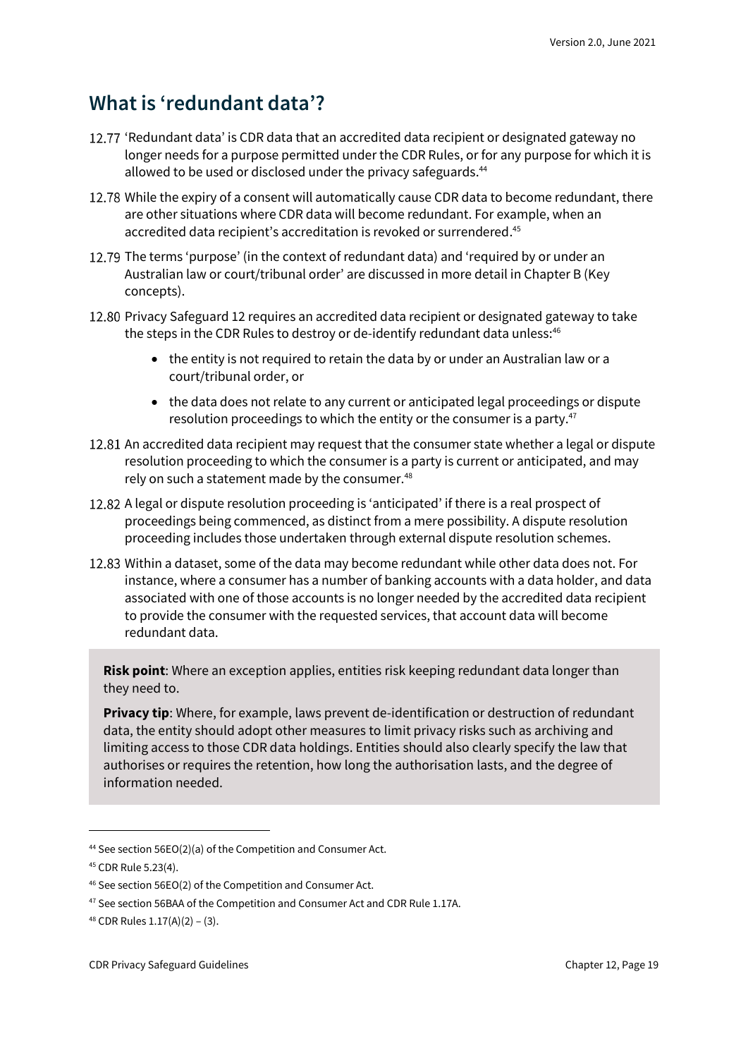## What is 'redundant data'?

12.77 'Redundant data' is CDR data that an accredited data recipient or designated gateway no longer needs for a purpose permitted under the CDR Rules, or for any purpose for which it is allowed to be used or disclosed under the privacy safeguards.[44]

12.78 While the expiry of a consent will automatically cause CDR data to become redundant, there are other situations where CDR data will become redundant. For example, when an accredited data recipient's accreditation is revoked or surrendered.[45]

12.79 The terms 'purpose' (in the context of redundant data) and 'required by or under an Australian law or court/tribunal order' are discussed in more detail in Chapter B (Key concepts).

12.80 Privacy Safeguard 12 requires an accredited data recipient or designated gateway to take the steps in the CDR Rules to destroy or de-identify redundant data unless:[46]

- the entity is not required to retain the data by or under an Australian law or a court/tribunal order, or
- the data does not relate to any current or anticipated legal proceedings or dispute resolution proceedings to which the entity or the consumer is a party.[47]

12.81 An accredited data recipient may request that the consumer state whether a legal or dispute resolution proceeding to which the consumer is a party is current or anticipated, and may rely on such a statement made by the consumer.[48]

12.82 A legal or dispute resolution proceeding is 'anticipated' if there is a real prospect of proceedings being commenced, as distinct from a mere possibility. A dispute resolution proceeding includes those undertaken through external dispute resolution schemes.

12.83 Within a dataset, some of the data may become redundant while other data does not. For instance, where a consumer has a number of banking accounts with a data holder, and data associated with one of those accounts is no longer needed by the accredited data recipient to provide the consumer with the requested services, that account data will become redundant data.

**Risk point**: Where an exception applies, entities risk keeping redundant data longer than they need to.

**Privacy tip**: Where, for example, laws prevent de-identification or destruction of redundant data, the entity should adopt other measures to limit privacy risks such as archiving and limiting access to those CDR data holdings. Entities should also clearly specify the law that authorises or requires the retention, how long the authorisation lasts, and the degree of information needed.

---

[44] See section 56EO(2)(a) of the Competition and Consumer Act.

[45] CDR Rule 5.23(4).

[46] See section 56EO(2) of the Competition and Consumer Act.

[47] See section 56BAA of the Competition and Consumer Act and CDR Rule 1.17A.

[48] CDR Rules 1.17(A)(2) – (3).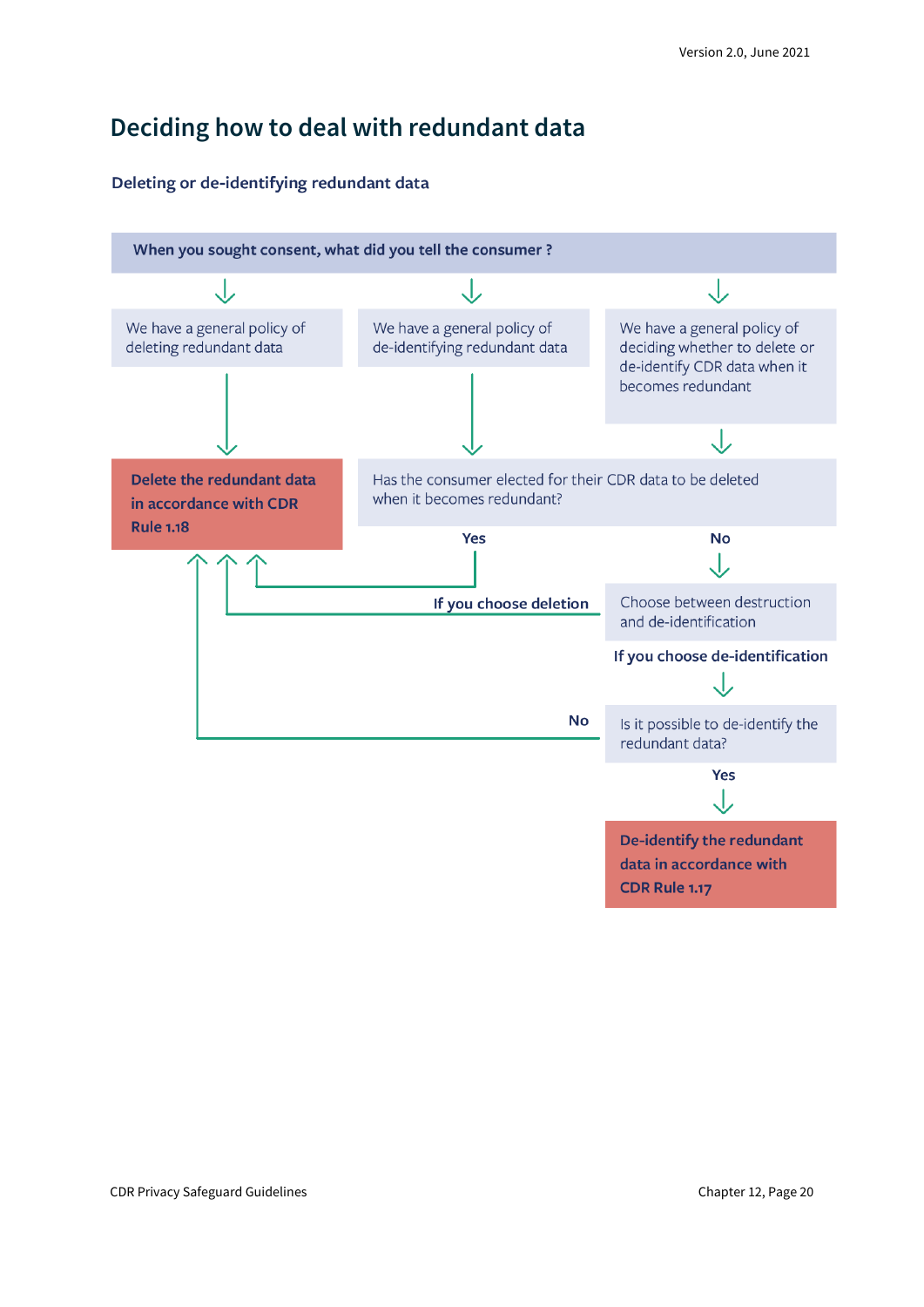# Deciding how to deal with redundant data

## Deleting or de-identifying redundant data

**When you sought consent, what did you tell the consumer ?**

- We have a general policy of deleting redundant data
  - → **Delete the redundant data in accordance with CDR Rule 1.18**
- We have a general policy of de-identifying redundant data
  - → Has the consumer elected for their CDR data to be deleted when it becomes redundant?
- We have a general policy of deciding whether to delete or de-identify CDR data when it becomes redundant
  - → Has the consumer elected for their CDR data to be deleted when it becomes redundant?

**Has the consumer elected for their CDR data to be deleted when it becomes redundant?**

- **Yes** → **Delete the redundant data in accordance with CDR Rule 1.18**
- **No** → Choose between destruction and de-identification
  - **If you choose deletion** → **Delete the redundant data in accordance with CDR Rule 1.18**
  - **If you choose de-identification** → Is it possible to de-identify the redundant data?
    - **Yes** → **De-identify the redundant data in accordance with CDR Rule 1.17**
    - **No** → **Delete the redundant data in accordance with CDR Rule 1.18**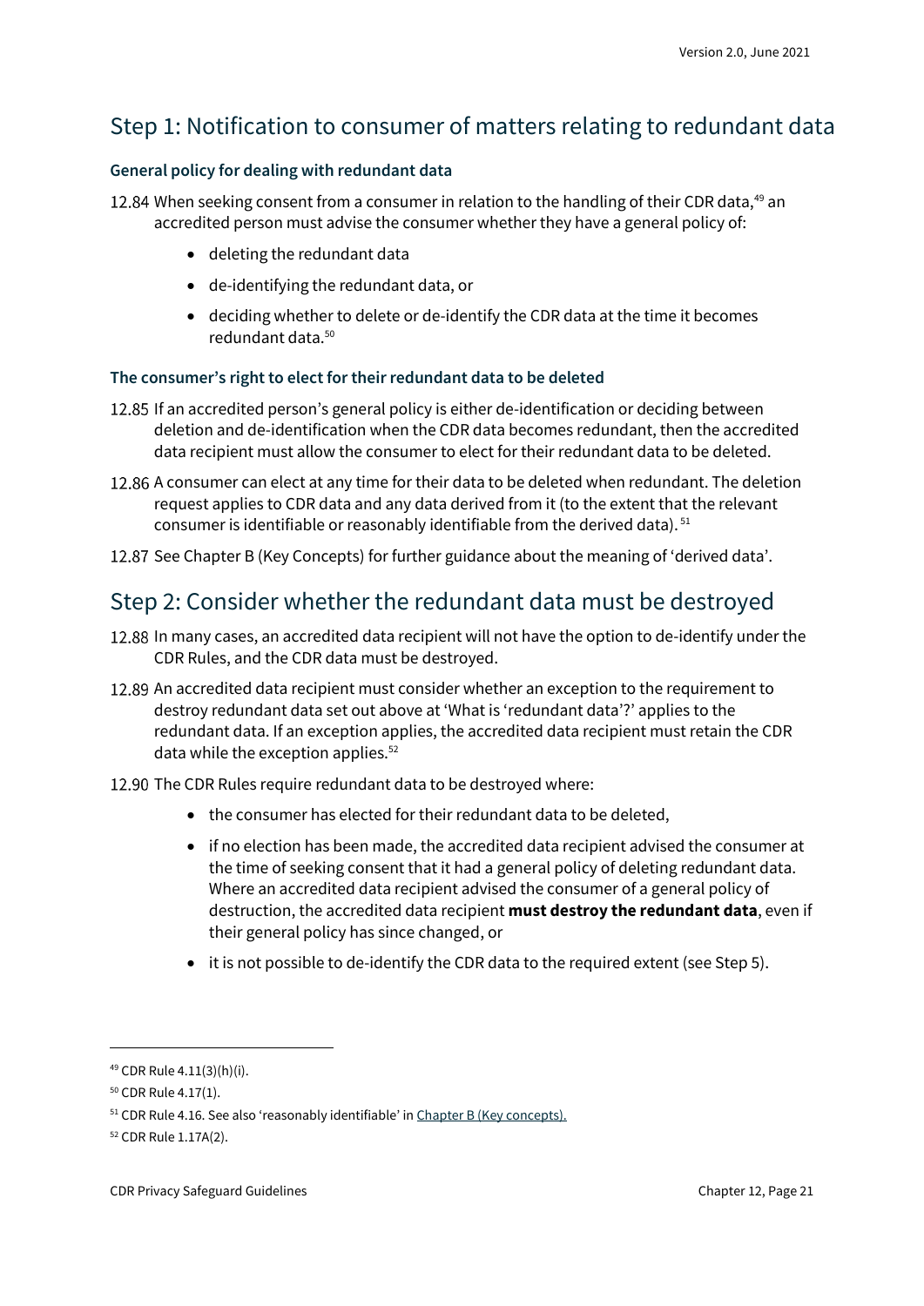## Step 1: Notification to consumer of matters relating to redundant data

### General policy for dealing with redundant data

12.84 When seeking consent from a consumer in relation to the handling of their CDR data,[49] an accredited person must advise the consumer whether they have a general policy of:

- deleting the redundant data
- de-identifying the redundant data, or
- deciding whether to delete or de-identify the CDR data at the time it becomes redundant data.[50]

### The consumer's right to elect for their redundant data to be deleted

12.85 If an accredited person's general policy is either de-identification or deciding between deletion and de-identification when the CDR data becomes redundant, then the accredited data recipient must allow the consumer to elect for their redundant data to be deleted.

12.86 A consumer can elect at any time for their data to be deleted when redundant. The deletion request applies to CDR data and any data derived from it (to the extent that the relevant consumer is identifiable or reasonably identifiable from the derived data).[51]

12.87 See Chapter B (Key Concepts) for further guidance about the meaning of 'derived data'.

## Step 2: Consider whether the redundant data must be destroyed

12.88 In many cases, an accredited data recipient will not have the option to de-identify under the CDR Rules, and the CDR data must be destroyed.

12.89 An accredited data recipient must consider whether an exception to the requirement to destroy redundant data set out above at 'What is 'redundant data'?' applies to the redundant data. If an exception applies, the accredited data recipient must retain the CDR data while the exception applies.[52]

12.90 The CDR Rules require redundant data to be destroyed where:

- the consumer has elected for their redundant data to be deleted,
- if no election has been made, the accredited data recipient advised the consumer at the time of seeking consent that it had a general policy of deleting redundant data. Where an accredited data recipient advised the consumer of a general policy of destruction, the accredited data recipient **must destroy the redundant data**, even if their general policy has since changed, or
- it is not possible to de-identify the CDR data to the required extent (see Step 5).

---

[49] CDR Rule 4.11(3)(h)(i).

[50] CDR Rule 4.17(1).

[51] CDR Rule 4.16. See also 'reasonably identifiable' in Chapter B (Key concepts).

[52] CDR Rule 1.17A(2).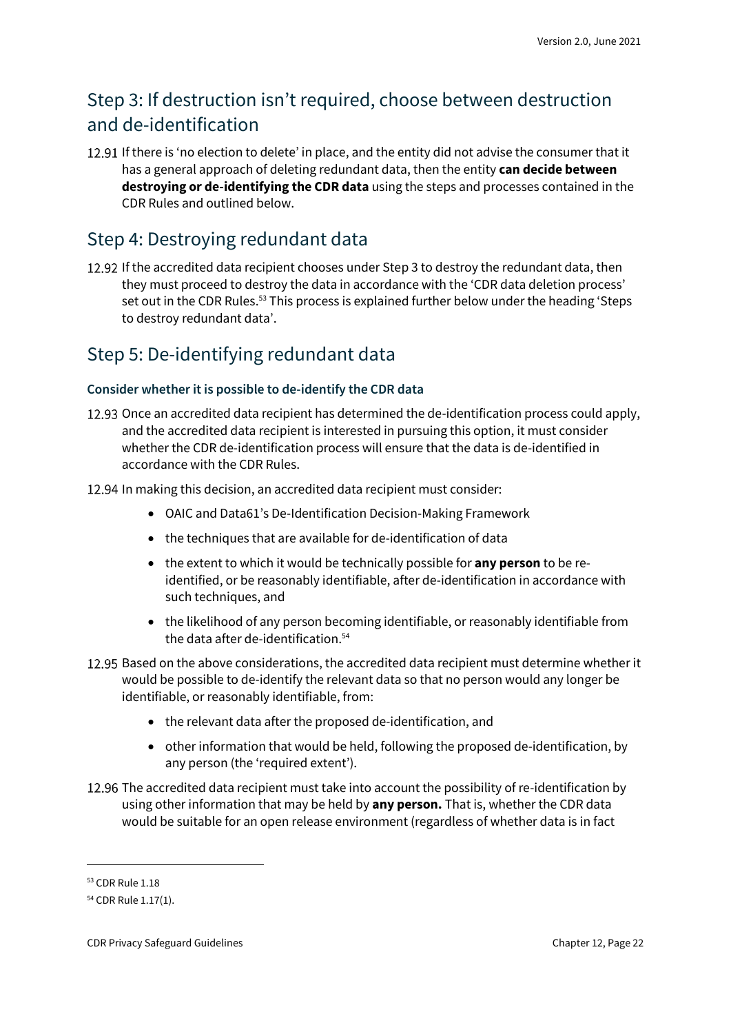## Step 3: If destruction isn't required, choose between destruction and de-identification

12.91 If there is 'no election to delete' in place, and the entity did not advise the consumer that it has a general approach of deleting redundant data, then the entity **can decide between destroying or de-identifying the CDR data** using the steps and processes contained in the CDR Rules and outlined below.

## Step 4: Destroying redundant data

12.92 If the accredited data recipient chooses under Step 3 to destroy the redundant data, then they must proceed to destroy the data in accordance with the 'CDR data deletion process' set out in the CDR Rules.[53] This process is explained further below under the heading 'Steps to destroy redundant data'.

## Step 5: De-identifying redundant data

#### Consider whether it is possible to de-identify the CDR data

12.93 Once an accredited data recipient has determined the de-identification process could apply, and the accredited data recipient is interested in pursuing this option, it must consider whether the CDR de-identification process will ensure that the data is de-identified in accordance with the CDR Rules.

12.94 In making this decision, an accredited data recipient must consider:

- OAIC and Data61's De-Identification Decision-Making Framework
- the techniques that are available for de-identification of data
- the extent to which it would be technically possible for **any person** to be re-identified, or be reasonably identifiable, after de-identification in accordance with such techniques, and
- the likelihood of any person becoming identifiable, or reasonably identifiable from the data after de-identification.[54]

12.95 Based on the above considerations, the accredited data recipient must determine whether it would be possible to de-identify the relevant data so that no person would any longer be identifiable, or reasonably identifiable, from:

- the relevant data after the proposed de-identification, and
- other information that would be held, following the proposed de-identification, by any person (the 'required extent').

12.96 The accredited data recipient must take into account the possibility of re-identification by using other information that may be held by **any person.** That is, whether the CDR data would be suitable for an open release environment (regardless of whether data is in fact

---

[53] CDR Rule 1.18

[54] CDR Rule 1.17(1).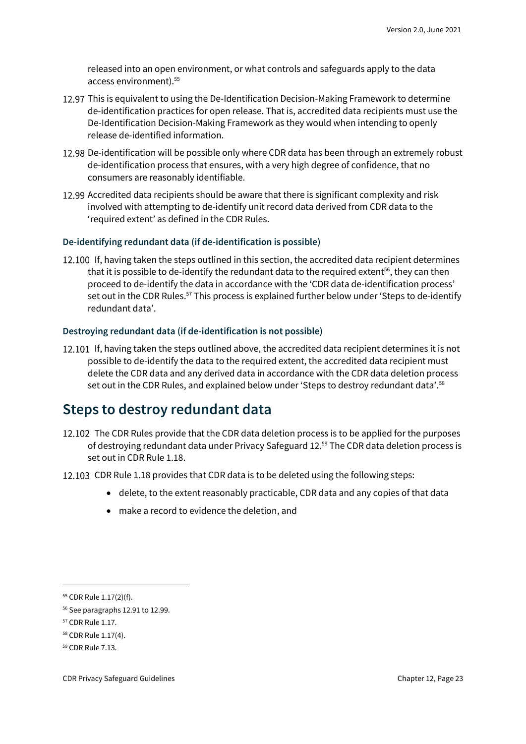released into an open environment, or what controls and safeguards apply to the data access environment).[55]

12.97 This is equivalent to using the De-Identification Decision-Making Framework to determine de-identification practices for open release. That is, accredited data recipients must use the De-Identification Decision-Making Framework as they would when intending to openly release de-identified information.

12.98 De-identification will be possible only where CDR data has been through an extremely robust de-identification process that ensures, with a very high degree of confidence, that no consumers are reasonably identifiable.

12.99 Accredited data recipients should be aware that there is significant complexity and risk involved with attempting to de-identify unit record data derived from CDR data to the 'required extent' as defined in the CDR Rules.

### De-identifying redundant data (if de-identification is possible)

12.100 If, having taken the steps outlined in this section, the accredited data recipient determines that it is possible to de-identify the redundant data to the required extent[56], they can then proceed to de-identify the data in accordance with the 'CDR data de-identification process' set out in the CDR Rules.[57] This process is explained further below under 'Steps to de-identify redundant data'.

### Destroying redundant data (if de-identification is not possible)

12.101 If, having taken the steps outlined above, the accredited data recipient determines it is not possible to de-identify the data to the required extent, the accredited data recipient must delete the CDR data and any derived data in accordance with the CDR data deletion process set out in the CDR Rules, and explained below under 'Steps to destroy redundant data'.[58]

## Steps to destroy redundant data

12.102 The CDR Rules provide that the CDR data deletion process is to be applied for the purposes of destroying redundant data under Privacy Safeguard 12.[59] The CDR data deletion process is set out in CDR Rule 1.18.

12.103 CDR Rule 1.18 provides that CDR data is to be deleted using the following steps:

- delete, to the extent reasonably practicable, CDR data and any copies of that data
- make a record to evidence the deletion, and

---

[55] CDR Rule 1.17(2)(f).

[56] See paragraphs 12.91 to 12.99.

[57] CDR Rule 1.17.

[58] CDR Rule 1.17(4).

[59] CDR Rule 7.13.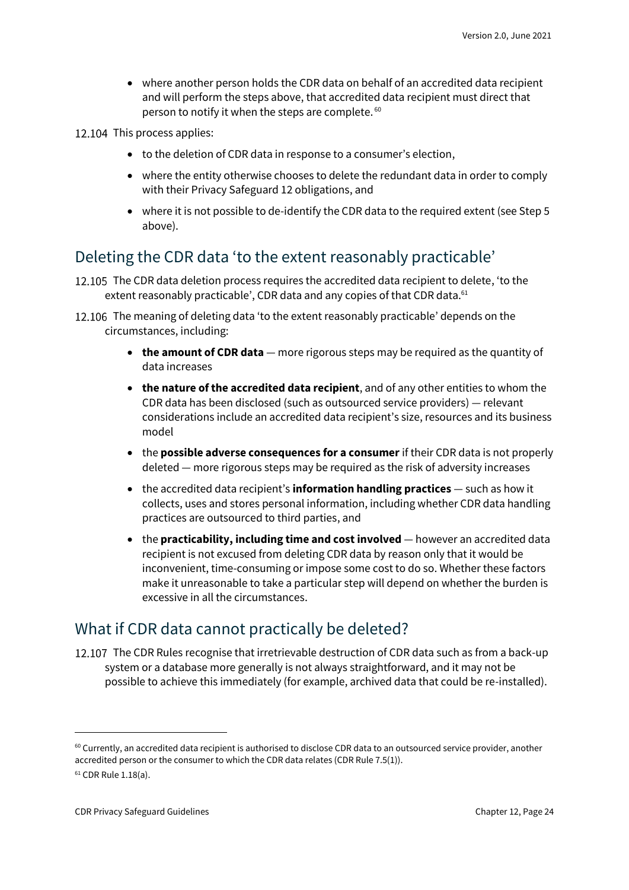- where another person holds the CDR data on behalf of an accredited data recipient and will perform the steps above, that accredited data recipient must direct that person to notify it when the steps are complete.[60]

12.104 This process applies:

- to the deletion of CDR data in response to a consumer's election,
- where the entity otherwise chooses to delete the redundant data in order to comply with their Privacy Safeguard 12 obligations, and
- where it is not possible to de-identify the CDR data to the required extent (see Step 5 above).

## Deleting the CDR data 'to the extent reasonably practicable'

12.105 The CDR data deletion process requires the accredited data recipient to delete, 'to the extent reasonably practicable', CDR data and any copies of that CDR data.[61]

12.106 The meaning of deleting data 'to the extent reasonably practicable' depends on the circumstances, including:

- **the amount of CDR data** — more rigorous steps may be required as the quantity of data increases
- **the nature of the accredited data recipient**, and of any other entities to whom the CDR data has been disclosed (such as outsourced service providers) — relevant considerations include an accredited data recipient's size, resources and its business model
- the **possible adverse consequences for a consumer** if their CDR data is not properly deleted — more rigorous steps may be required as the risk of adversity increases
- the accredited data recipient's **information handling practices** — such as how it collects, uses and stores personal information, including whether CDR data handling practices are outsourced to third parties, and
- the **practicability, including time and cost involved** — however an accredited data recipient is not excused from deleting CDR data by reason only that it would be inconvenient, time-consuming or impose some cost to do so. Whether these factors make it unreasonable to take a particular step will depend on whether the burden is excessive in all the circumstances.

## What if CDR data cannot practically be deleted?

12.107 The CDR Rules recognise that irretrievable destruction of CDR data such as from a back-up system or a database more generally is not always straightforward, and it may not be possible to achieve this immediately (for example, archived data that could be re-installed).

---

[60] Currently, an accredited data recipient is authorised to disclose CDR data to an outsourced service provider, another accredited person or the consumer to which the CDR data relates (CDR Rule 7.5(1)).

[61] CDR Rule 1.18(a).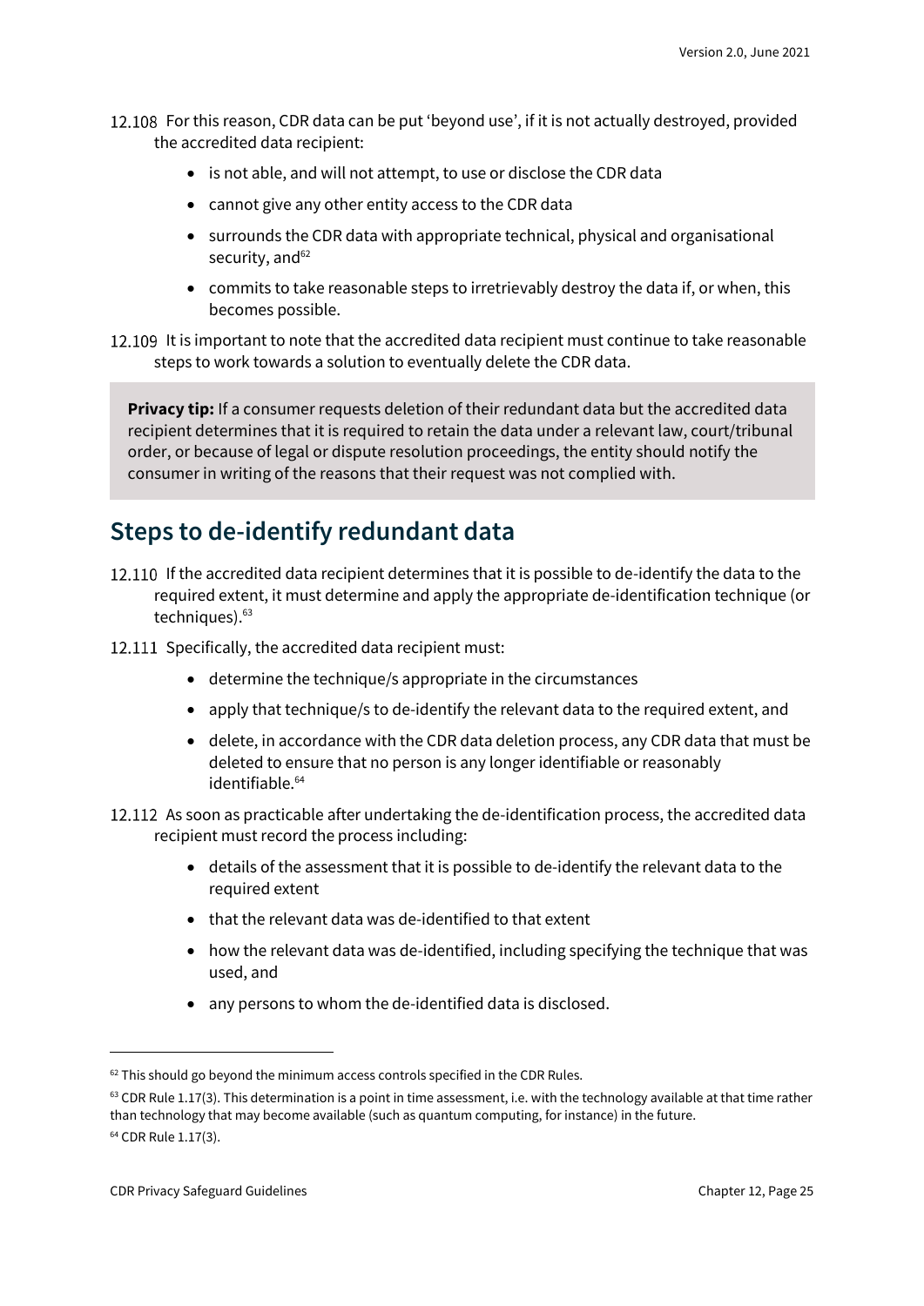12.108 For this reason, CDR data can be put 'beyond use', if it is not actually destroyed, provided the accredited data recipient:

- is not able, and will not attempt, to use or disclose the CDR data
- cannot give any other entity access to the CDR data
- surrounds the CDR data with appropriate technical, physical and organisational security, and[62]
- commits to take reasonable steps to irretrievably destroy the data if, or when, this becomes possible.

12.109 It is important to note that the accredited data recipient must continue to take reasonable steps to work towards a solution to eventually delete the CDR data.

> **Privacy tip:** If a consumer requests deletion of their redundant data but the accredited data recipient determines that it is required to retain the data under a relevant law, court/tribunal order, or because of legal or dispute resolution proceedings, the entity should notify the consumer in writing of the reasons that their request was not complied with.

## Steps to de-identify redundant data

12.110 If the accredited data recipient determines that it is possible to de-identify the data to the required extent, it must determine and apply the appropriate de-identification technique (or techniques).[63]

12.111 Specifically, the accredited data recipient must:

- determine the technique/s appropriate in the circumstances
- apply that technique/s to de-identify the relevant data to the required extent, and
- delete, in accordance with the CDR data deletion process, any CDR data that must be deleted to ensure that no person is any longer identifiable or reasonably identifiable.[64]

12.112 As soon as practicable after undertaking the de-identification process, the accredited data recipient must record the process including:

- details of the assessment that it is possible to de-identify the relevant data to the required extent
- that the relevant data was de-identified to that extent
- how the relevant data was de-identified, including specifying the technique that was used, and
- any persons to whom the de-identified data is disclosed.

---

[62] This should go beyond the minimum access controls specified in the CDR Rules.

[63] CDR Rule 1.17(3). This determination is a point in time assessment, i.e. with the technology available at that time rather than technology that may become available (such as quantum computing, for instance) in the future.

[64] CDR Rule 1.17(3).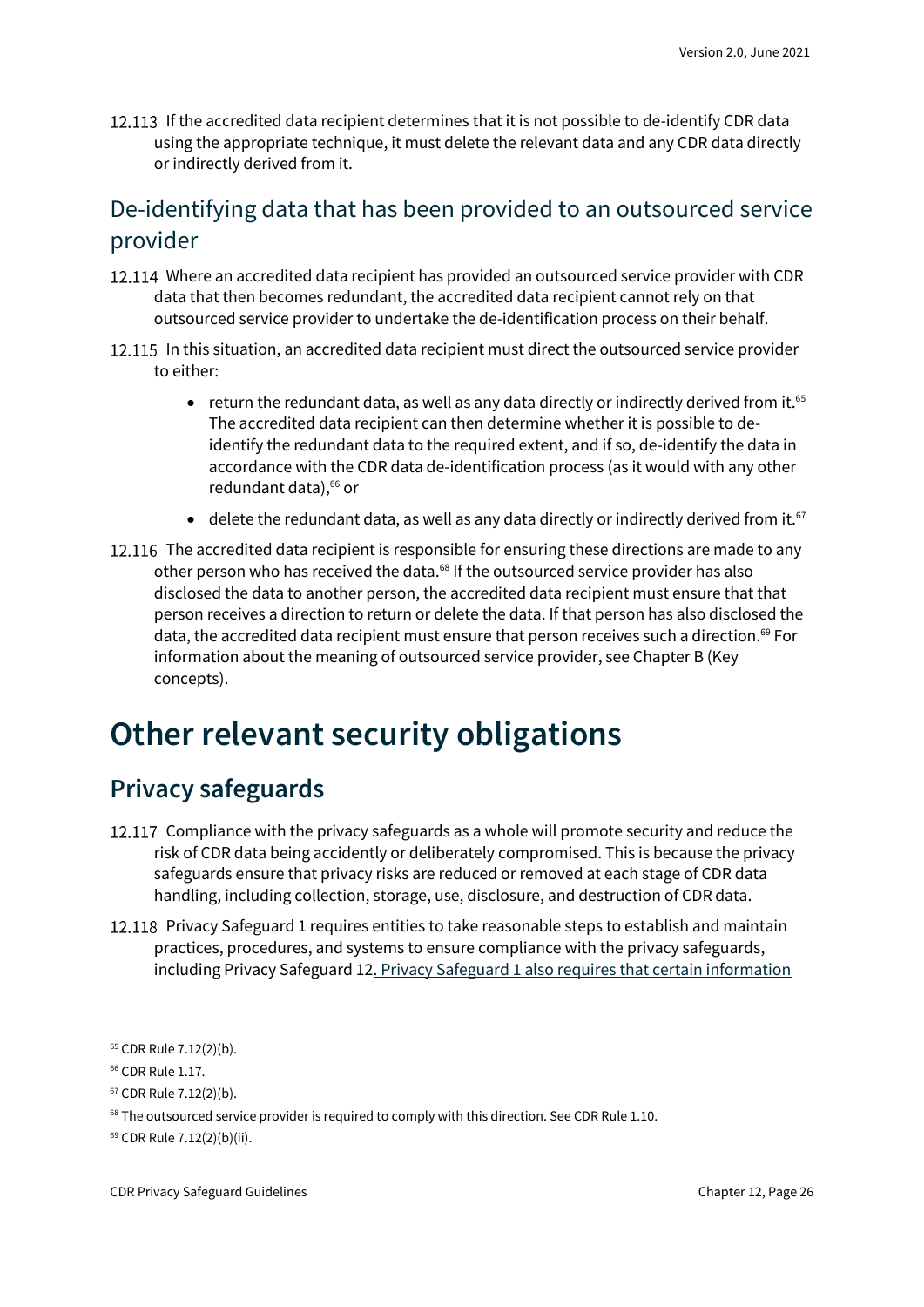12.113 If the accredited data recipient determines that it is not possible to de-identify CDR data using the appropriate technique, it must delete the relevant data and any CDR data directly or indirectly derived from it.

## De-identifying data that has been provided to an outsourced service provider

12.114 Where an accredited data recipient has provided an outsourced service provider with CDR data that then becomes redundant, the accredited data recipient cannot rely on that outsourced service provider to undertake the de-identification process on their behalf.

12.115 In this situation, an accredited data recipient must direct the outsourced service provider to either:

- return the redundant data, as well as any data directly or indirectly derived from it.[65] The accredited data recipient can then determine whether it is possible to de-identify the redundant data to the required extent, and if so, de-identify the data in accordance with the CDR data de-identification process (as it would with any other redundant data),[66] or
- delete the redundant data, as well as any data directly or indirectly derived from it.[67]

12.116 The accredited data recipient is responsible for ensuring these directions are made to any other person who has received the data.[68] If the outsourced service provider has also disclosed the data to another person, the accredited data recipient must ensure that that person receives a direction to return or delete the data. If that person has also disclosed the data, the accredited data recipient must ensure that person receives such a direction.[69] For information about the meaning of outsourced service provider, see Chapter B (Key concepts).

# Other relevant security obligations

## Privacy safeguards

12.117 Compliance with the privacy safeguards as a whole will promote security and reduce the risk of CDR data being accidently or deliberately compromised. This is because the privacy safeguards ensure that privacy risks are reduced or removed at each stage of CDR data handling, including collection, storage, use, disclosure, and destruction of CDR data.

12.118 Privacy Safeguard 1 requires entities to take reasonable steps to establish and maintain practices, procedures, and systems to ensure compliance with the privacy safeguards, including Privacy Safeguard 12. Privacy Safeguard 1 also requires that certain information

---

[65] CDR Rule 7.12(2)(b).

[66] CDR Rule 1.17.

[67] CDR Rule 7.12(2)(b).

[68] The outsourced service provider is required to comply with this direction. See CDR Rule 1.10.

[69] CDR Rule 7.12(2)(b)(ii).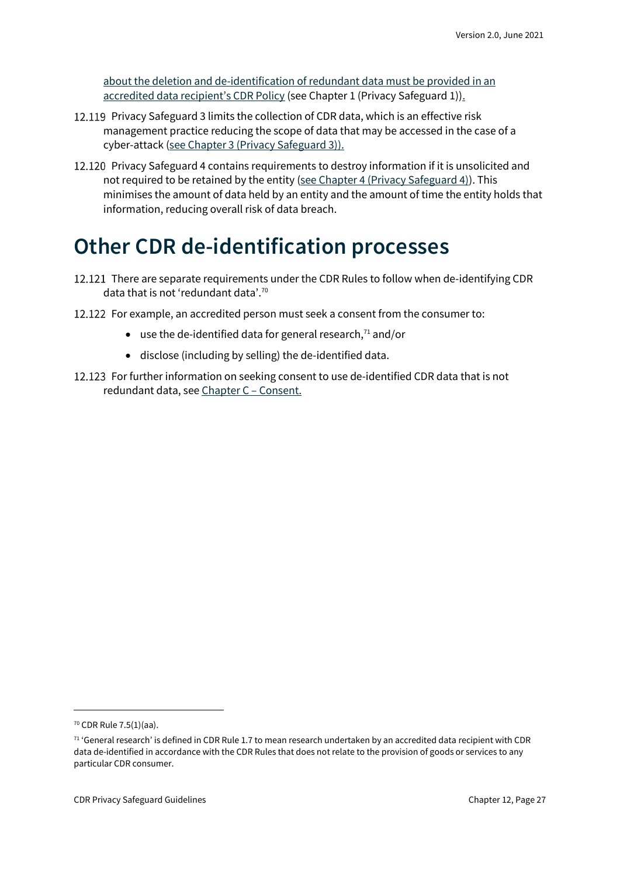about the deletion and de-identification of redundant data must be provided in an accredited data recipient's CDR Policy (see Chapter 1 (Privacy Safeguard 1)).

12.119 Privacy Safeguard 3 limits the collection of CDR data, which is an effective risk management practice reducing the scope of data that may be accessed in the case of a cyber-attack (see Chapter 3 (Privacy Safeguard 3)).

12.120 Privacy Safeguard 4 contains requirements to destroy information if it is unsolicited and not required to be retained by the entity (see Chapter 4 (Privacy Safeguard 4)). This minimises the amount of data held by an entity and the amount of time the entity holds that information, reducing overall risk of data breach.

# Other CDR de-identification processes

12.121 There are separate requirements under the CDR Rules to follow when de-identifying CDR data that is not 'redundant data'.[70]

12.122 For example, an accredited person must seek a consent from the consumer to:

- use the de-identified data for general research,[71] and/or
- disclose (including by selling) the de-identified data.

12.123 For further information on seeking consent to use de-identified CDR data that is not redundant data, see Chapter C – Consent.

[70] CDR Rule 7.5(1)(aa).

[71] 'General research' is defined in CDR Rule 1.7 to mean research undertaken by an accredited data recipient with CDR data de-identified in accordance with the CDR Rules that does not relate to the provision of goods or services to any particular CDR consumer.